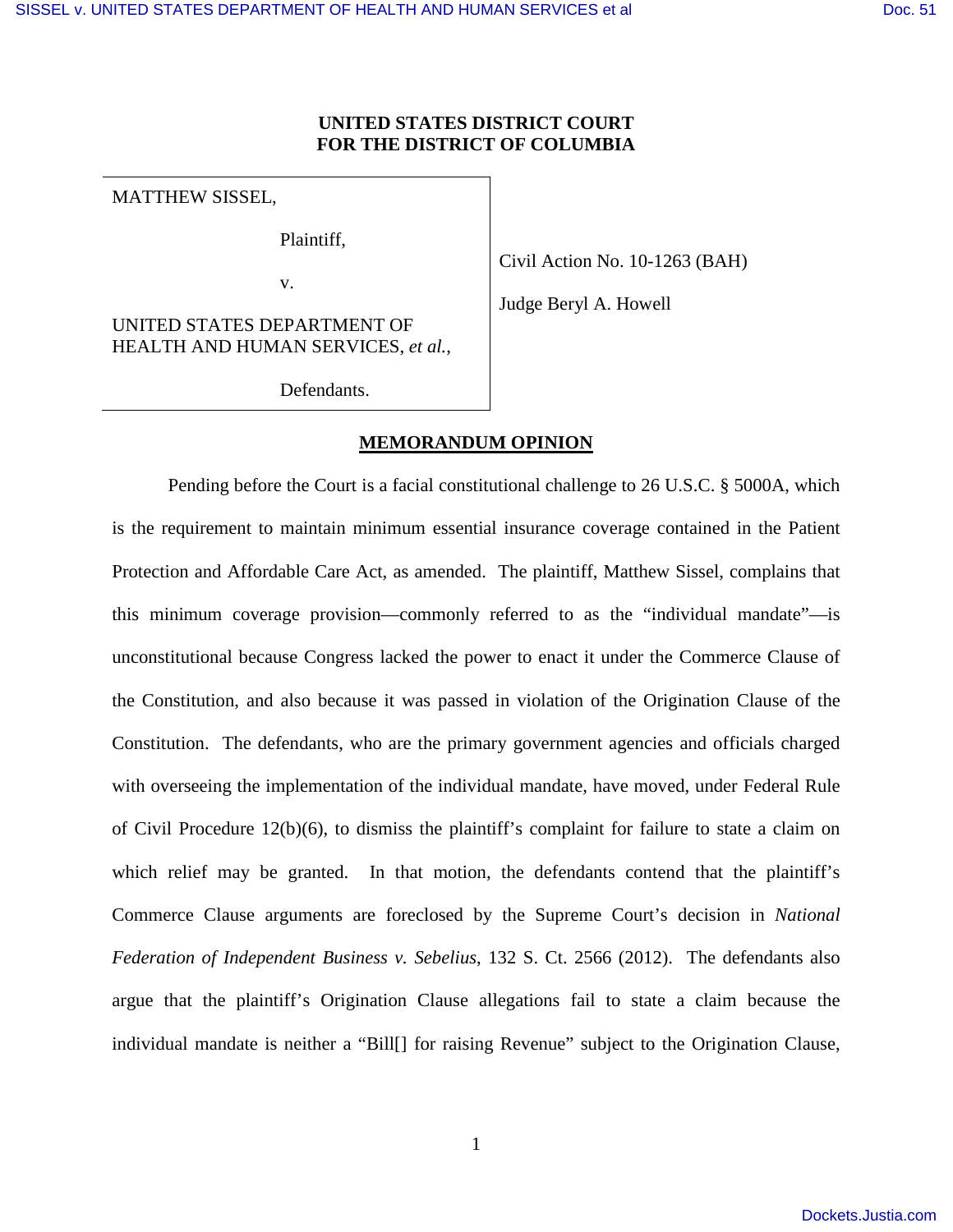**UNITED STATES DISTRICT COURT**
**FOR THE DISTRICT OF COLUMBIA**

| MATTHEW SISSEL, Plaintiff, v. UNITED STATES DEPARTMENT OF HEALTH AND HUMAN SERVICES, *et al.*, Defendants. | Civil Action No. 10-1263 (BAH) Judge Beryl A. Howell |
| --- | --- |

**MEMORANDUM OPINION**

Pending before the Court is a facial constitutional challenge to 26 U.S.C. § 5000A, which is the requirement to maintain minimum essential insurance coverage contained in the Patient Protection and Affordable Care Act, as amended. The plaintiff, Matthew Sissel, complains that this minimum coverage provision—commonly referred to as the "individual mandate"—is unconstitutional because Congress lacked the power to enact it under the Commerce Clause of the Constitution, and also because it was passed in violation of the Origination Clause of the Constitution. The defendants, who are the primary government agencies and officials charged with overseeing the implementation of the individual mandate, have moved, under Federal Rule of Civil Procedure 12(b)(6), to dismiss the plaintiff's complaint for failure to state a claim on which relief may be granted. In that motion, the defendants contend that the plaintiff's Commerce Clause arguments are foreclosed by the Supreme Court's decision in *National Federation of Independent Business v. Sebelius*, 132 S. Ct. 2566 (2012). The defendants also argue that the plaintiff's Origination Clause allegations fail to state a claim because the individual mandate is neither a "Bill[] for raising Revenue" subject to the Origination Clause,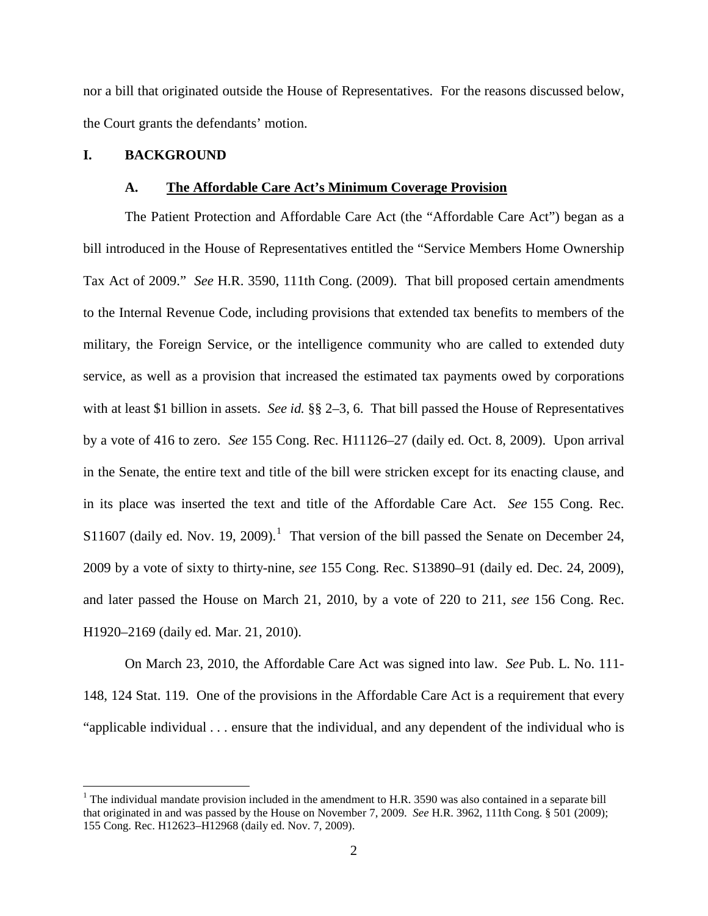nor a bill that originated outside the House of Representatives. For the reasons discussed below, the Court grants the defendants' motion.

## I. BACKGROUND

### A. The Affordable Care Act's Minimum Coverage Provision

The Patient Protection and Affordable Care Act (the "Affordable Care Act") began as a bill introduced in the House of Representatives entitled the "Service Members Home Ownership Tax Act of 2009." *See* H.R. 3590, 111th Cong. (2009). That bill proposed certain amendments to the Internal Revenue Code, including provisions that extended tax benefits to members of the military, the Foreign Service, or the intelligence community who are called to extended duty service, as well as a provision that increased the estimated tax payments owed by corporations with at least $1 billion in assets. *See id.* §§ 2–3, 6. That bill passed the House of Representatives by a vote of 416 to zero. *See* 155 Cong. Rec. H11126–27 (daily ed. Oct. 8, 2009). Upon arrival in the Senate, the entire text and title of the bill were stricken except for its enacting clause, and in its place was inserted the text and title of the Affordable Care Act. *See* 155 Cong. Rec. S11607 (daily ed. Nov. 19, 2009).[1] That version of the bill passed the Senate on December 24, 2009 by a vote of sixty to thirty-nine, *see* 155 Cong. Rec. S13890–91 (daily ed. Dec. 24, 2009), and later passed the House on March 21, 2010, by a vote of 220 to 211, *see* 156 Cong. Rec. H1920–2169 (daily ed. Mar. 21, 2010).

On March 23, 2010, the Affordable Care Act was signed into law. *See* Pub. L. No. 111-148, 124 Stat. 119. One of the provisions in the Affordable Care Act is a requirement that every "applicable individual . . . ensure that the individual, and any dependent of the individual who is

[1] The individual mandate provision included in the amendment to H.R. 3590 was also contained in a separate bill that originated in and was passed by the House on November 7, 2009. *See* H.R. 3962, 111th Cong. § 501 (2009); 155 Cong. Rec. H12623–H12968 (daily ed. Nov. 7, 2009).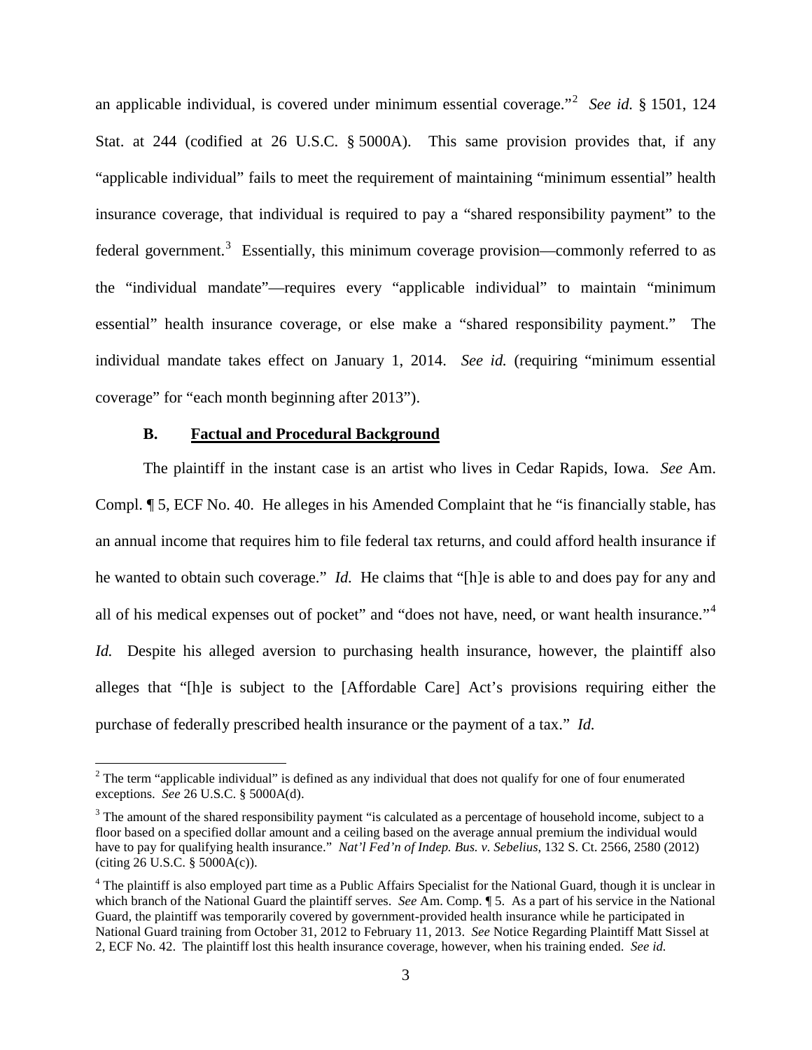an applicable individual, is covered under minimum essential coverage."[2] *See id.* § 1501, 124 Stat. at 244 (codified at 26 U.S.C. § 5000A). This same provision provides that, if any "applicable individual" fails to meet the requirement of maintaining "minimum essential" health insurance coverage, that individual is required to pay a "shared responsibility payment" to the federal government.[3] Essentially, this minimum coverage provision—commonly referred to as the "individual mandate"—requires every "applicable individual" to maintain "minimum essential" health insurance coverage, or else make a "shared responsibility payment." The individual mandate takes effect on January 1, 2014. *See id.* (requiring "minimum essential coverage" for "each month beginning after 2013").

### B. Factual and Procedural Background

The plaintiff in the instant case is an artist who lives in Cedar Rapids, Iowa. *See* Am. Compl. ¶ 5, ECF No. 40. He alleges in his Amended Complaint that he "is financially stable, has an annual income that requires him to file federal tax returns, and could afford health insurance if he wanted to obtain such coverage." *Id.* He claims that "[h]e is able to and does pay for any and all of his medical expenses out of pocket" and "does not have, need, or want health insurance."[4] *Id.* Despite his alleged aversion to purchasing health insurance, however, the plaintiff also alleges that "[h]e is subject to the [Affordable Care] Act's provisions requiring either the purchase of federally prescribed health insurance or the payment of a tax." *Id.*

---

[2] The term "applicable individual" is defined as any individual that does not qualify for one of four enumerated exceptions. *See* 26 U.S.C. § 5000A(d).

[3] The amount of the shared responsibility payment "is calculated as a percentage of household income, subject to a floor based on a specified dollar amount and a ceiling based on the average annual premium the individual would have to pay for qualifying health insurance." *Nat'l Fed'n of Indep. Bus. v. Sebelius*, 132 S. Ct. 2566, 2580 (2012) (citing 26 U.S.C. § 5000A(c)).

[4] The plaintiff is also employed part time as a Public Affairs Specialist for the National Guard, though it is unclear in which branch of the National Guard the plaintiff serves. *See* Am. Comp. ¶ 5. As a part of his service in the National Guard, the plaintiff was temporarily covered by government-provided health insurance while he participated in National Guard training from October 31, 2012 to February 11, 2013. *See* Notice Regarding Plaintiff Matt Sissel at 2, ECF No. 42. The plaintiff lost this health insurance coverage, however, when his training ended. *See id.*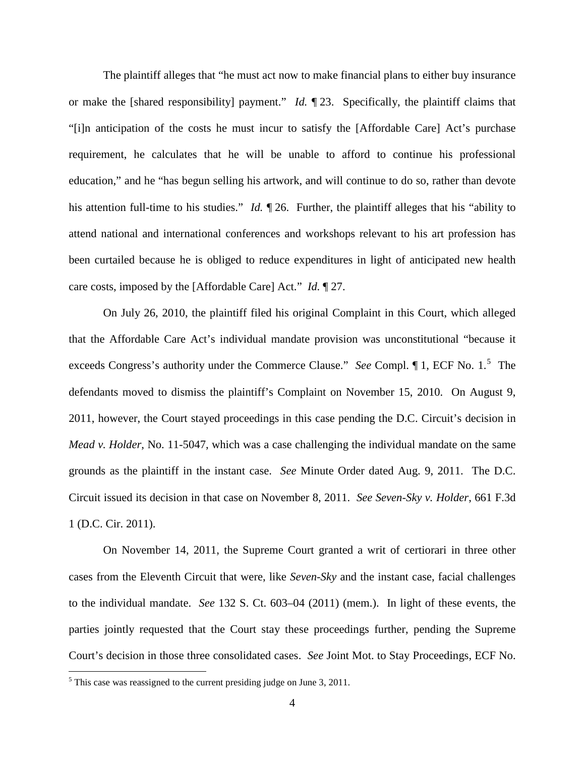The plaintiff alleges that "he must act now to make financial plans to either buy insurance or make the [shared responsibility] payment." *Id.* ¶ 23. Specifically, the plaintiff claims that "[i]n anticipation of the costs he must incur to satisfy the [Affordable Care] Act's purchase requirement, he calculates that he will be unable to afford to continue his professional education," and he "has begun selling his artwork, and will continue to do so, rather than devote his attention full-time to his studies." *Id.* ¶ 26. Further, the plaintiff alleges that his "ability to attend national and international conferences and workshops relevant to his art profession has been curtailed because he is obliged to reduce expenditures in light of anticipated new health care costs, imposed by the [Affordable Care] Act." *Id.* ¶ 27.

On July 26, 2010, the plaintiff filed his original Complaint in this Court, which alleged that the Affordable Care Act's individual mandate provision was unconstitutional "because it exceeds Congress's authority under the Commerce Clause." *See* Compl. ¶ 1, ECF No. 1.[5] The defendants moved to dismiss the plaintiff's Complaint on November 15, 2010. On August 9, 2011, however, the Court stayed proceedings in this case pending the D.C. Circuit's decision in *Mead v. Holder*, No. 11-5047, which was a case challenging the individual mandate on the same grounds as the plaintiff in the instant case. *See* Minute Order dated Aug. 9, 2011. The D.C. Circuit issued its decision in that case on November 8, 2011. *See Seven-Sky v. Holder*, 661 F.3d 1 (D.C. Cir. 2011).

On November 14, 2011, the Supreme Court granted a writ of certiorari in three other cases from the Eleventh Circuit that were, like *Seven-Sky* and the instant case, facial challenges to the individual mandate. *See* 132 S. Ct. 603–04 (2011) (mem.). In light of these events, the parties jointly requested that the Court stay these proceedings further, pending the Supreme Court's decision in those three consolidated cases. *See* Joint Mot. to Stay Proceedings, ECF No.

[5] This case was reassigned to the current presiding judge on June 3, 2011.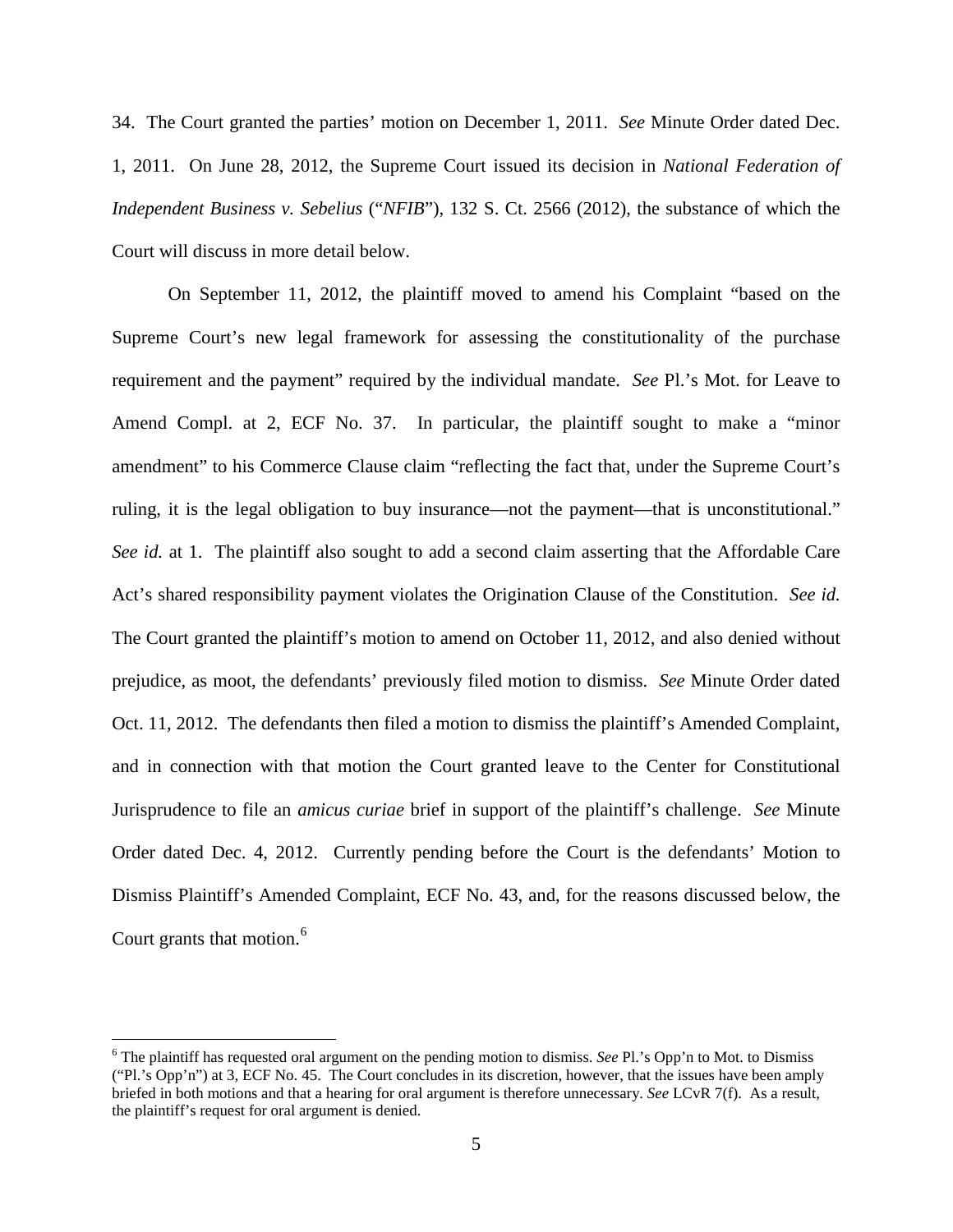34. The Court granted the parties' motion on December 1, 2011. *See* Minute Order dated Dec. 1, 2011. On June 28, 2012, the Supreme Court issued its decision in *National Federation of Independent Business v. Sebelius* ("*NFIB*"), 132 S. Ct. 2566 (2012), the substance of which the Court will discuss in more detail below.

On September 11, 2012, the plaintiff moved to amend his Complaint "based on the Supreme Court's new legal framework for assessing the constitutionality of the purchase requirement and the payment" required by the individual mandate. *See* Pl.'s Mot. for Leave to Amend Compl. at 2, ECF No. 37. In particular, the plaintiff sought to make a "minor amendment" to his Commerce Clause claim "reflecting the fact that, under the Supreme Court's ruling, it is the legal obligation to buy insurance—not the payment—that is unconstitutional." *See id.* at 1. The plaintiff also sought to add a second claim asserting that the Affordable Care Act's shared responsibility payment violates the Origination Clause of the Constitution. *See id.* The Court granted the plaintiff's motion to amend on October 11, 2012, and also denied without prejudice, as moot, the defendants' previously filed motion to dismiss. *See* Minute Order dated Oct. 11, 2012. The defendants then filed a motion to dismiss the plaintiff's Amended Complaint, and in connection with that motion the Court granted leave to the Center for Constitutional Jurisprudence to file an *amicus curiae* brief in support of the plaintiff's challenge. *See* Minute Order dated Dec. 4, 2012. Currently pending before the Court is the defendants' Motion to Dismiss Plaintiff's Amended Complaint, ECF No. 43, and, for the reasons discussed below, the Court grants that motion.[6]

---

[6] The plaintiff has requested oral argument on the pending motion to dismiss. *See* Pl.'s Opp'n to Mot. to Dismiss ("Pl.'s Opp'n") at 3, ECF No. 45. The Court concludes in its discretion, however, that the issues have been amply briefed in both motions and that a hearing for oral argument is therefore unnecessary. *See* LCvR 7(f). As a result, the plaintiff's request for oral argument is denied.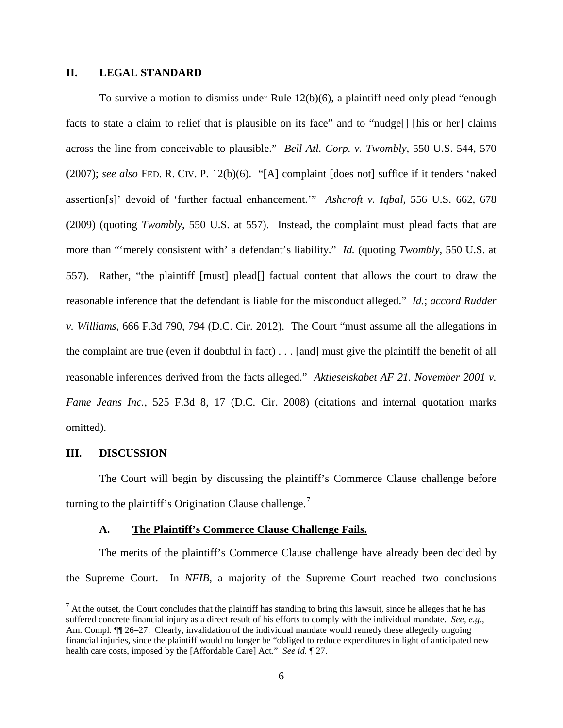## II. LEGAL STANDARD

To survive a motion to dismiss under Rule 12(b)(6), a plaintiff need only plead "enough facts to state a claim to relief that is plausible on its face" and to "nudge[] [his or her] claims across the line from conceivable to plausible." *Bell Atl. Corp. v. Twombly*, 550 U.S. 544, 570 (2007); *see also* FED. R. CIV. P. 12(b)(6). "[A] complaint [does not] suffice if it tenders 'naked assertion[s]' devoid of 'further factual enhancement.'" *Ashcroft v. Iqbal*, 556 U.S. 662, 678 (2009) (quoting *Twombly*, 550 U.S. at 557). Instead, the complaint must plead facts that are more than "'merely consistent with' a defendant's liability." *Id.* (quoting *Twombly*, 550 U.S. at 557). Rather, "the plaintiff [must] plead[] factual content that allows the court to draw the reasonable inference that the defendant is liable for the misconduct alleged." *Id.*; *accord Rudder v. Williams*, 666 F.3d 790, 794 (D.C. Cir. 2012). The Court "must assume all the allegations in the complaint are true (even if doubtful in fact) . . . [and] must give the plaintiff the benefit of all reasonable inferences derived from the facts alleged." *Aktieselskabet AF 21. November 2001 v. Fame Jeans Inc.*, 525 F.3d 8, 17 (D.C. Cir. 2008) (citations and internal quotation marks omitted).

## III. DISCUSSION

The Court will begin by discussing the plaintiff's Commerce Clause challenge before turning to the plaintiff's Origination Clause challenge.[7]

### A. The Plaintiff's Commerce Clause Challenge Fails.

The merits of the plaintiff's Commerce Clause challenge have already been decided by the Supreme Court. In *NFIB*, a majority of the Supreme Court reached two conclusions

[7] At the outset, the Court concludes that the plaintiff has standing to bring this lawsuit, since he alleges that he has suffered concrete financial injury as a direct result of his efforts to comply with the individual mandate. *See, e.g.*, Am. Compl. ¶¶ 26–27. Clearly, invalidation of the individual mandate would remedy these allegedly ongoing financial injuries, since the plaintiff would no longer be "obliged to reduce expenditures in light of anticipated new health care costs, imposed by the [Affordable Care] Act." *See id.* ¶ 27.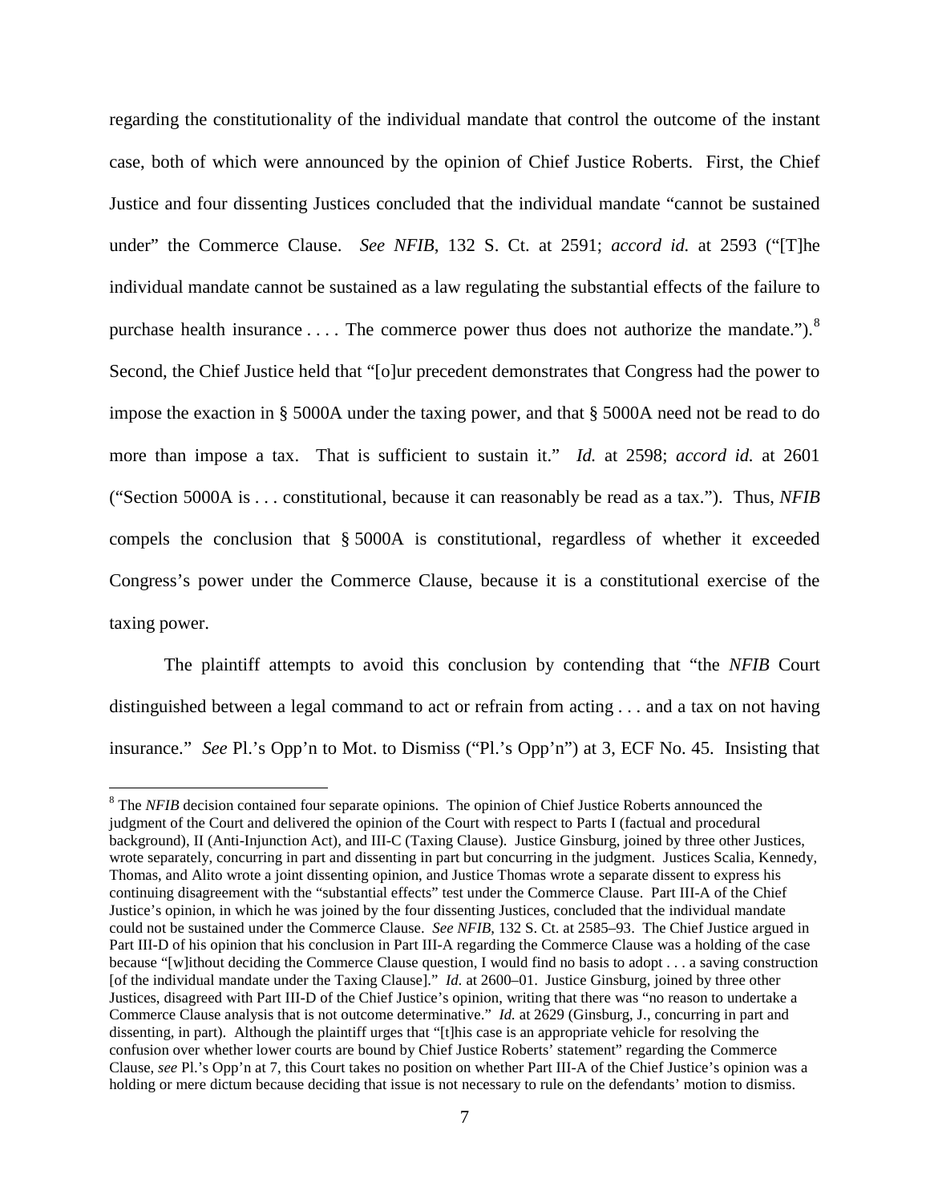regarding the constitutionality of the individual mandate that control the outcome of the instant case, both of which were announced by the opinion of Chief Justice Roberts. First, the Chief Justice and four dissenting Justices concluded that the individual mandate "cannot be sustained under" the Commerce Clause. *See NFIB*, 132 S. Ct. at 2591; *accord id.* at 2593 ("[T]he individual mandate cannot be sustained as a law regulating the substantial effects of the failure to purchase health insurance . . . . The commerce power thus does not authorize the mandate.").[8] Second, the Chief Justice held that "[o]ur precedent demonstrates that Congress had the power to impose the exaction in § 5000A under the taxing power, and that § 5000A need not be read to do more than impose a tax. That is sufficient to sustain it." *Id.* at 2598; *accord id.* at 2601 ("Section 5000A is . . . constitutional, because it can reasonably be read as a tax."). Thus, *NFIB* compels the conclusion that § 5000A is constitutional, regardless of whether it exceeded Congress's power under the Commerce Clause, because it is a constitutional exercise of the taxing power.

The plaintiff attempts to avoid this conclusion by contending that "the *NFIB* Court distinguished between a legal command to act or refrain from acting . . . and a tax on not having insurance." *See* Pl.'s Opp'n to Mot. to Dismiss ("Pl.'s Opp'n") at 3, ECF No. 45. Insisting that

---

[8] The *NFIB* decision contained four separate opinions. The opinion of Chief Justice Roberts announced the judgment of the Court and delivered the opinion of the Court with respect to Parts I (factual and procedural background), II (Anti-Injunction Act), and III-C (Taxing Clause). Justice Ginsburg, joined by three other Justices, wrote separately, concurring in part and dissenting in part but concurring in the judgment. Justices Scalia, Kennedy, Thomas, and Alito wrote a joint dissenting opinion, and Justice Thomas wrote a separate dissent to express his continuing disagreement with the "substantial effects" test under the Commerce Clause. Part III-A of the Chief Justice's opinion, in which he was joined by the four dissenting Justices, concluded that the individual mandate could not be sustained under the Commerce Clause. *See NFIB*, 132 S. Ct. at 2585–93. The Chief Justice argued in Part III-D of his opinion that his conclusion in Part III-A regarding the Commerce Clause was a holding of the case because "[w]ithout deciding the Commerce Clause question, I would find no basis to adopt . . . a saving construction [of the individual mandate under the Taxing Clause]." *Id.* at 2600–01. Justice Ginsburg, joined by three other Justices, disagreed with Part III-D of the Chief Justice's opinion, writing that there was "no reason to undertake a Commerce Clause analysis that is not outcome determinative." *Id.* at 2629 (Ginsburg, J., concurring in part and dissenting, in part). Although the plaintiff urges that "[t]his case is an appropriate vehicle for resolving the confusion over whether lower courts are bound by Chief Justice Roberts' statement" regarding the Commerce Clause, *see* Pl.'s Opp'n at 7, this Court takes no position on whether Part III-A of the Chief Justice's opinion was a holding or mere dictum because deciding that issue is not necessary to rule on the defendants' motion to dismiss.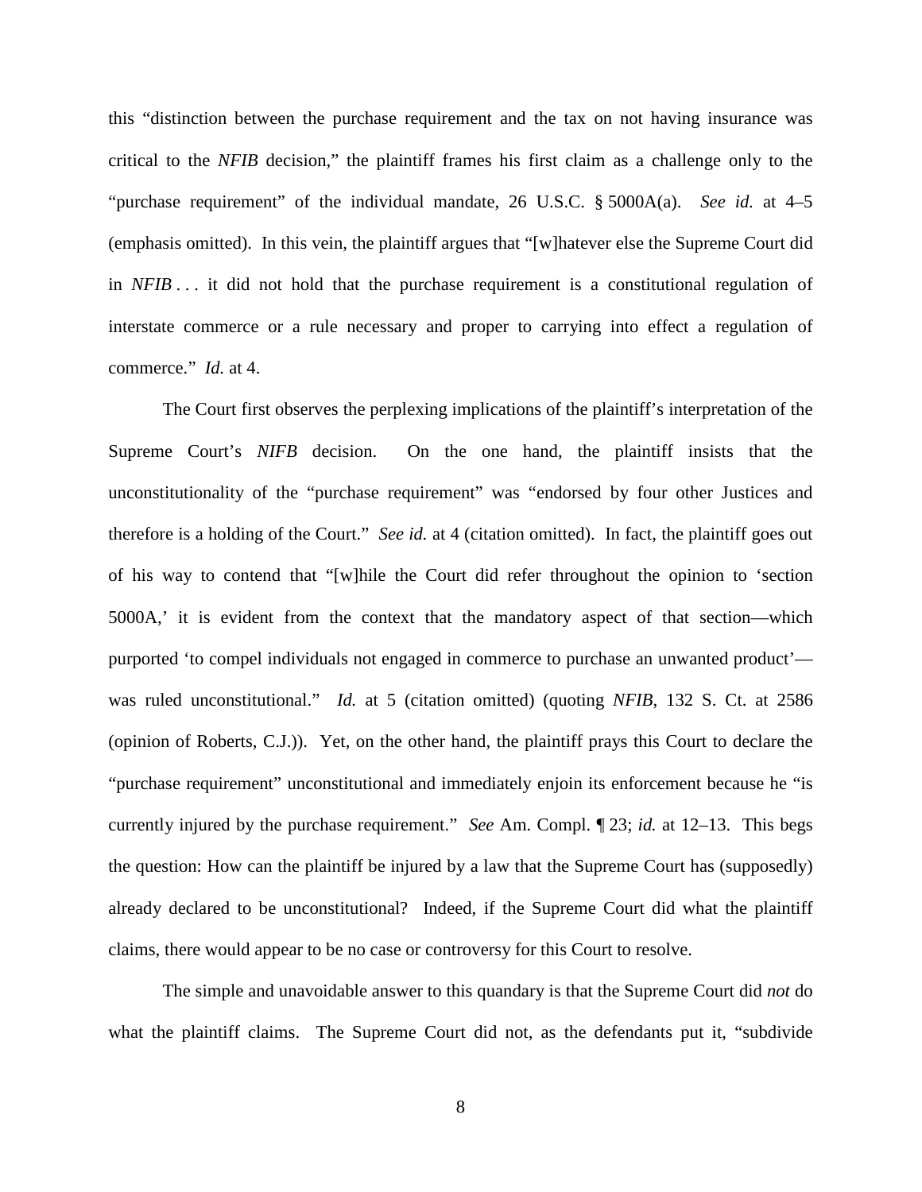this "distinction between the purchase requirement and the tax on not having insurance was critical to the *NFIB* decision," the plaintiff frames his first claim as a challenge only to the "purchase requirement" of the individual mandate, 26 U.S.C. § 5000A(a). *See id.* at 4–5 (emphasis omitted). In this vein, the plaintiff argues that "[w]hatever else the Supreme Court did in *NFIB* . . . it did not hold that the purchase requirement is a constitutional regulation of interstate commerce or a rule necessary and proper to carrying into effect a regulation of commerce." *Id.* at 4.

The Court first observes the perplexing implications of the plaintiff's interpretation of the Supreme Court's *NIFB* decision. On the one hand, the plaintiff insists that the unconstitutionality of the "purchase requirement" was "endorsed by four other Justices and therefore is a holding of the Court." *See id.* at 4 (citation omitted). In fact, the plaintiff goes out of his way to contend that "[w]hile the Court did refer throughout the opinion to 'section 5000A,' it is evident from the context that the mandatory aspect of that section—which purported 'to compel individuals not engaged in commerce to purchase an unwanted product'—was ruled unconstitutional." *Id.* at 5 (citation omitted) (quoting *NFIB*, 132 S. Ct. at 2586 (opinion of Roberts, C.J.)). Yet, on the other hand, the plaintiff prays this Court to declare the "purchase requirement" unconstitutional and immediately enjoin its enforcement because he "is currently injured by the purchase requirement." *See* Am. Compl. ¶ 23; *id.* at 12–13. This begs the question: How can the plaintiff be injured by a law that the Supreme Court has (supposedly) already declared to be unconstitutional? Indeed, if the Supreme Court did what the plaintiff claims, there would appear to be no case or controversy for this Court to resolve.

The simple and unavoidable answer to this quandary is that the Supreme Court did *not* do what the plaintiff claims. The Supreme Court did not, as the defendants put it, "subdivide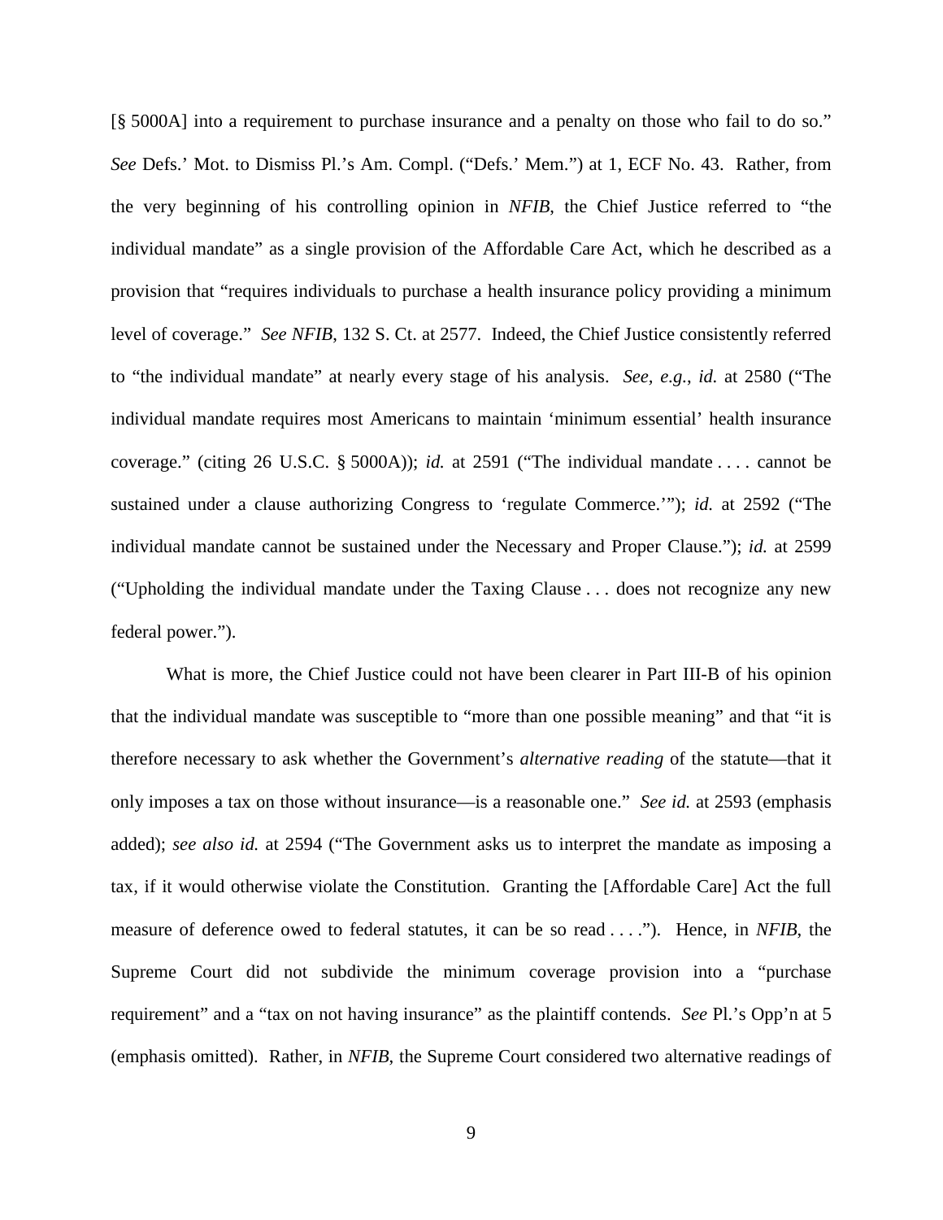[§ 5000A] into a requirement to purchase insurance and a penalty on those who fail to do so." *See* Defs.' Mot. to Dismiss Pl.'s Am. Compl. ("Defs.' Mem.") at 1, ECF No. 43. Rather, from the very beginning of his controlling opinion in *NFIB*, the Chief Justice referred to "the individual mandate" as a single provision of the Affordable Care Act, which he described as a provision that "requires individuals to purchase a health insurance policy providing a minimum level of coverage." *See NFIB*, 132 S. Ct. at 2577. Indeed, the Chief Justice consistently referred to "the individual mandate" at nearly every stage of his analysis. *See, e.g.*, *id.* at 2580 ("The individual mandate requires most Americans to maintain 'minimum essential' health insurance coverage." (citing 26 U.S.C. § 5000A)); *id.* at 2591 ("The individual mandate . . . . cannot be sustained under a clause authorizing Congress to 'regulate Commerce.'"); *id.* at 2592 ("The individual mandate cannot be sustained under the Necessary and Proper Clause."); *id.* at 2599 ("Upholding the individual mandate under the Taxing Clause . . . does not recognize any new federal power.").

What is more, the Chief Justice could not have been clearer in Part III-B of his opinion that the individual mandate was susceptible to "more than one possible meaning" and that "it is therefore necessary to ask whether the Government's *alternative reading* of the statute—that it only imposes a tax on those without insurance—is a reasonable one." *See id.* at 2593 (emphasis added); *see also id.* at 2594 ("The Government asks us to interpret the mandate as imposing a tax, if it would otherwise violate the Constitution. Granting the [Affordable Care] Act the full measure of deference owed to federal statutes, it can be so read . . . ."). Hence, in *NFIB*, the Supreme Court did not subdivide the minimum coverage provision into a "purchase requirement" and a "tax on not having insurance" as the plaintiff contends. *See* Pl.'s Opp'n at 5 (emphasis omitted). Rather, in *NFIB*, the Supreme Court considered two alternative readings of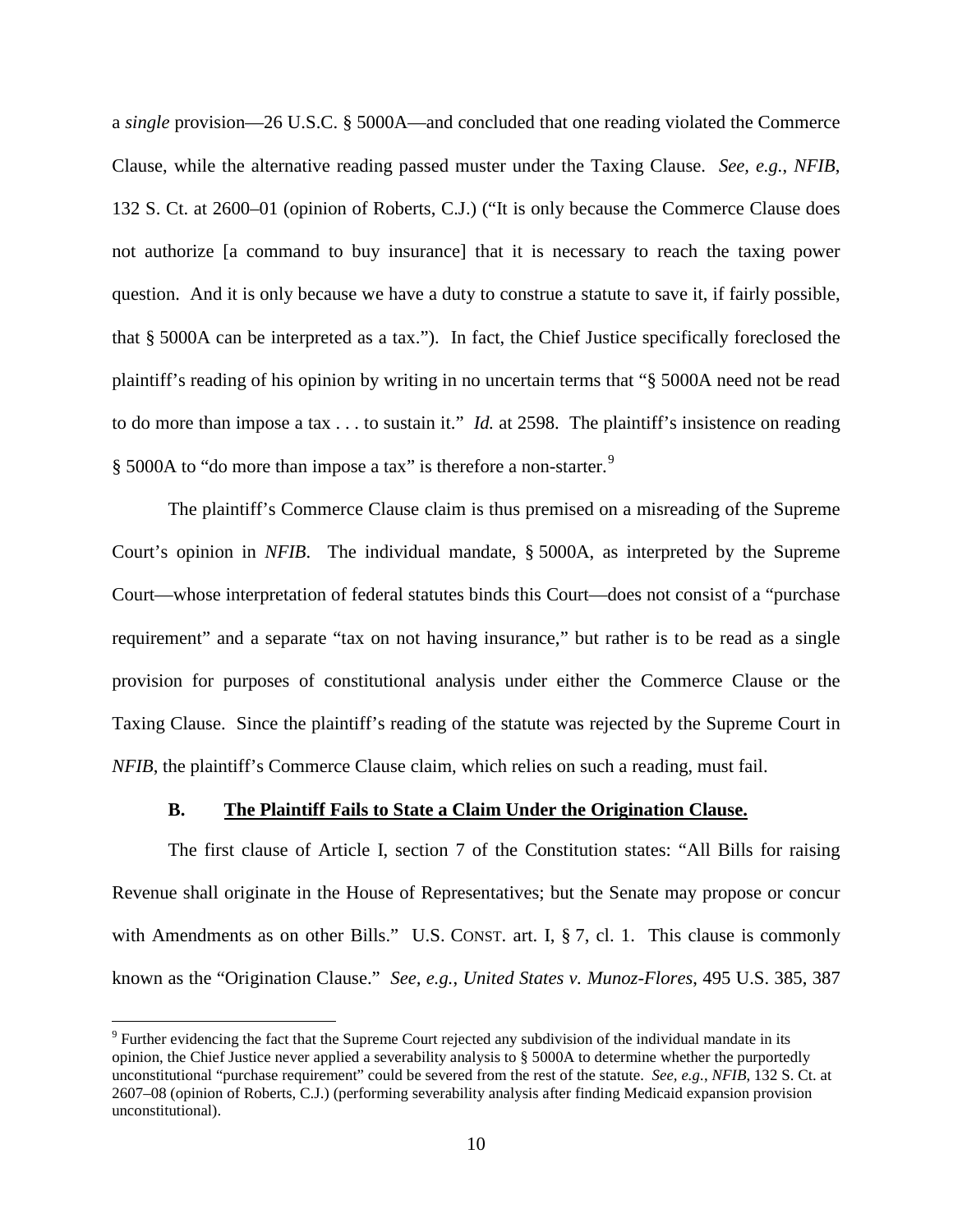a *single* provision—26 U.S.C. § 5000A—and concluded that one reading violated the Commerce Clause, while the alternative reading passed muster under the Taxing Clause. *See, e.g.*, *NFIB*, 132 S. Ct. at 2600–01 (opinion of Roberts, C.J.) ("It is only because the Commerce Clause does not authorize [a command to buy insurance] that it is necessary to reach the taxing power question. And it is only because we have a duty to construe a statute to save it, if fairly possible, that § 5000A can be interpreted as a tax."). In fact, the Chief Justice specifically foreclosed the plaintiff's reading of his opinion by writing in no uncertain terms that "§ 5000A need not be read to do more than impose a tax . . . to sustain it." *Id.* at 2598. The plaintiff's insistence on reading § 5000A to "do more than impose a tax" is therefore a non-starter.[9]

The plaintiff's Commerce Clause claim is thus premised on a misreading of the Supreme Court's opinion in *NFIB*. The individual mandate, § 5000A, as interpreted by the Supreme Court—whose interpretation of federal statutes binds this Court—does not consist of a "purchase requirement" and a separate "tax on not having insurance," but rather is to be read as a single provision for purposes of constitutional analysis under either the Commerce Clause or the Taxing Clause. Since the plaintiff's reading of the statute was rejected by the Supreme Court in *NFIB*, the plaintiff's Commerce Clause claim, which relies on such a reading, must fail.

### B. <u>The Plaintiff Fails to State a Claim Under the Origination Clause.</u>

The first clause of Article I, section 7 of the Constitution states: "All Bills for raising Revenue shall originate in the House of Representatives; but the Senate may propose or concur with Amendments as on other Bills." U.S. CONST. art. I, § 7, cl. 1. This clause is commonly known as the "Origination Clause." *See, e.g.*, *United States v. Munoz-Flores*, 495 U.S. 385, 387

---

[9] Further evidencing the fact that the Supreme Court rejected any subdivision of the individual mandate in its opinion, the Chief Justice never applied a severability analysis to § 5000A to determine whether the purportedly unconstitutional "purchase requirement" could be severed from the rest of the statute. *See, e.g.*, *NFIB*, 132 S. Ct. at 2607–08 (opinion of Roberts, C.J.) (performing severability analysis after finding Medicaid expansion provision unconstitutional).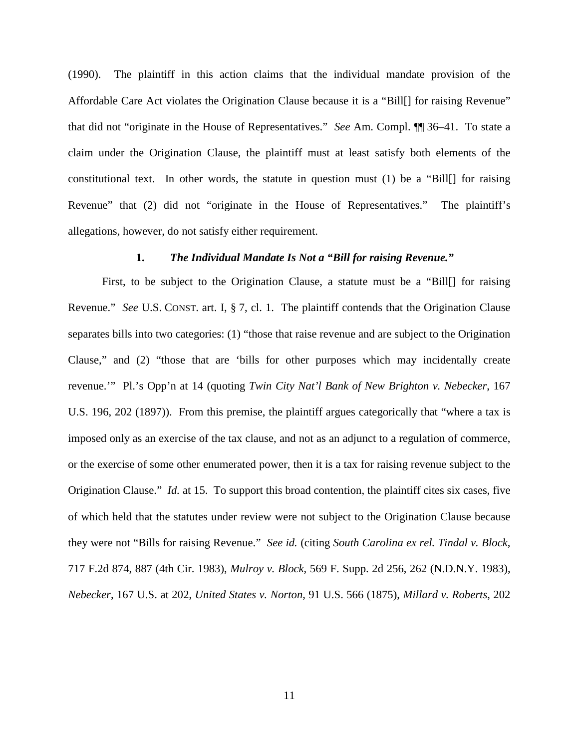(1990). The plaintiff in this action claims that the individual mandate provision of the Affordable Care Act violates the Origination Clause because it is a "Bill[] for raising Revenue" that did not "originate in the House of Representatives." *See* Am. Compl. ¶¶ 36–41. To state a claim under the Origination Clause, the plaintiff must at least satisfy both elements of the constitutional text. In other words, the statute in question must (1) be a "Bill[] for raising Revenue" that (2) did not "originate in the House of Representatives." The plaintiff's allegations, however, do not satisfy either requirement.

### 1. *The Individual Mandate Is Not a "Bill for raising Revenue."*

First, to be subject to the Origination Clause, a statute must be a "Bill[] for raising Revenue." *See* U.S. CONST. art. I, § 7, cl. 1. The plaintiff contends that the Origination Clause separates bills into two categories: (1) "those that raise revenue and are subject to the Origination Clause," and (2) "those that are 'bills for other purposes which may incidentally create revenue.'" Pl.'s Opp'n at 14 (quoting *Twin City Nat'l Bank of New Brighton v. Nebecker*, 167 U.S. 196, 202 (1897)). From this premise, the plaintiff argues categorically that "where a tax is imposed only as an exercise of the tax clause, and not as an adjunct to a regulation of commerce, or the exercise of some other enumerated power, then it is a tax for raising revenue subject to the Origination Clause." *Id.* at 15. To support this broad contention, the plaintiff cites six cases, five of which held that the statutes under review were not subject to the Origination Clause because they were not "Bills for raising Revenue." *See id.* (citing *South Carolina ex rel. Tindal v. Block*, 717 F.2d 874, 887 (4th Cir. 1983), *Mulroy v. Block*, 569 F. Supp. 2d 256, 262 (N.D.N.Y. 1983), *Nebecker*, 167 U.S. at 202, *United States v. Norton*, 91 U.S. 566 (1875), *Millard v. Roberts*, 202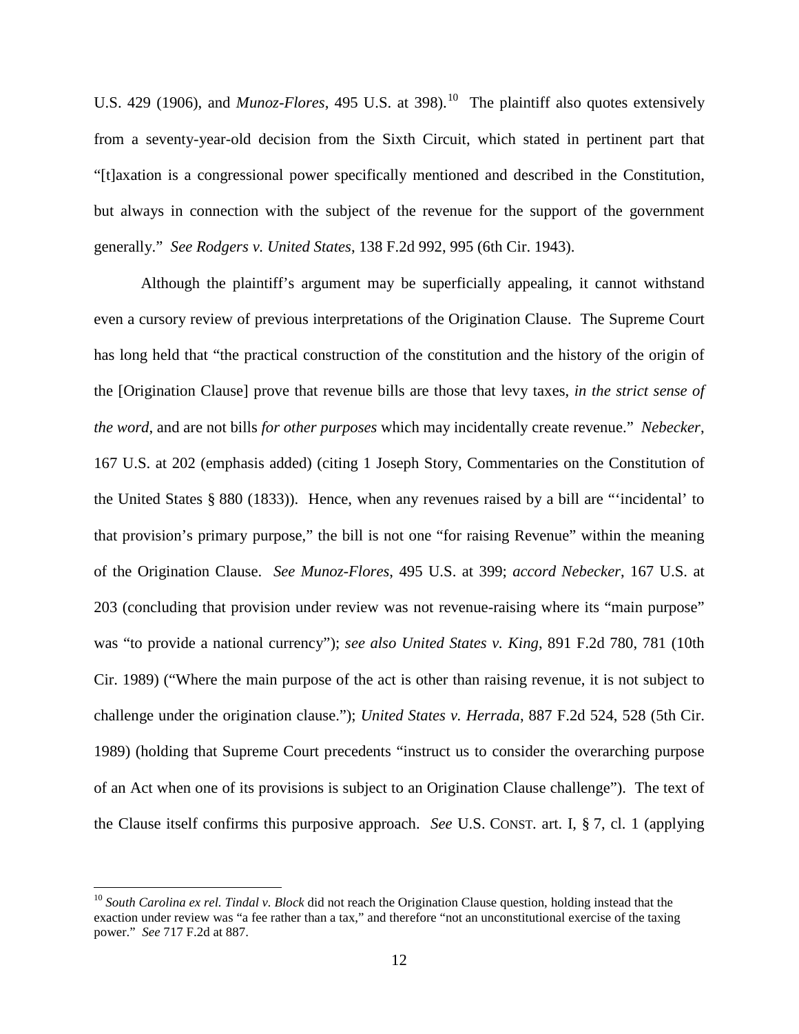U.S. 429 (1906), and *Munoz-Flores*, 495 U.S. at 398).[10] The plaintiff also quotes extensively from a seventy-year-old decision from the Sixth Circuit, which stated in pertinent part that "[t]axation is a congressional power specifically mentioned and described in the Constitution, but always in connection with the subject of the revenue for the support of the government generally." *See Rodgers v. United States*, 138 F.2d 992, 995 (6th Cir. 1943).

Although the plaintiff's argument may be superficially appealing, it cannot withstand even a cursory review of previous interpretations of the Origination Clause. The Supreme Court has long held that "the practical construction of the constitution and the history of the origin of the [Origination Clause] prove that revenue bills are those that levy taxes, *in the strict sense of the word*, and are not bills *for other purposes* which may incidentally create revenue." *Nebecker*, 167 U.S. at 202 (emphasis added) (citing 1 Joseph Story, Commentaries on the Constitution of the United States § 880 (1833)). Hence, when any revenues raised by a bill are "'incidental' to that provision's primary purpose," the bill is not one "for raising Revenue" within the meaning of the Origination Clause. *See Munoz-Flores*, 495 U.S. at 399; *accord Nebecker*, 167 U.S. at 203 (concluding that provision under review was not revenue-raising where its "main purpose" was "to provide a national currency"); *see also United States v. King*, 891 F.2d 780, 781 (10th Cir. 1989) ("Where the main purpose of the act is other than raising revenue, it is not subject to challenge under the origination clause."); *United States v. Herrada*, 887 F.2d 524, 528 (5th Cir. 1989) (holding that Supreme Court precedents "instruct us to consider the overarching purpose of an Act when one of its provisions is subject to an Origination Clause challenge"). The text of the Clause itself confirms this purposive approach. *See* U.S. CONST. art. I, § 7, cl. 1 (applying

[10] *South Carolina ex rel. Tindal v. Block* did not reach the Origination Clause question, holding instead that the exaction under review was "a fee rather than a tax," and therefore "not an unconstitutional exercise of the taxing power." *See* 717 F.2d at 887.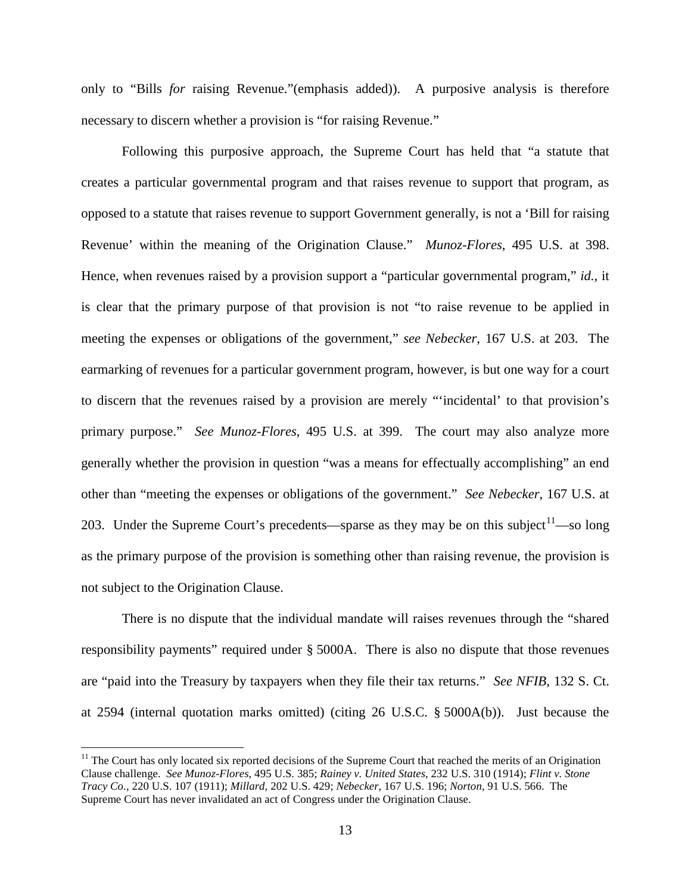only to "Bills *for* raising Revenue."(emphasis added)). A purposive analysis is therefore necessary to discern whether a provision is "for raising Revenue."

Following this purposive approach, the Supreme Court has held that "a statute that creates a particular governmental program and that raises revenue to support that program, as opposed to a statute that raises revenue to support Government generally, is not a 'Bill for raising Revenue' within the meaning of the Origination Clause." *Munoz-Flores*, 495 U.S. at 398. Hence, when revenues raised by a provision support a "particular governmental program," *id.*, it is clear that the primary purpose of that provision is not "to raise revenue to be applied in meeting the expenses or obligations of the government," *see Nebecker*, 167 U.S. at 203. The earmarking of revenues for a particular government program, however, is but one way for a court to discern that the revenues raised by a provision are merely "'incidental' to that provision's primary purpose." *See Munoz-Flores*, 495 U.S. at 399. The court may also analyze more generally whether the provision in question "was a means for effectually accomplishing" an end other than "meeting the expenses or obligations of the government." *See Nebecker*, 167 U.S. at 203. Under the Supreme Court's precedents—sparse as they may be on this subject[11]—so long as the primary purpose of the provision is something other than raising revenue, the provision is not subject to the Origination Clause.

There is no dispute that the individual mandate will raises revenues through the "shared responsibility payments" required under § 5000A. There is also no dispute that those revenues are "paid into the Treasury by taxpayers when they file their tax returns." *See NFIB*, 132 S. Ct. at 2594 (internal quotation marks omitted) (citing 26 U.S.C. § 5000A(b)). Just because the

[11] The Court has only located six reported decisions of the Supreme Court that reached the merits of an Origination Clause challenge. *See Munoz-Flores*, 495 U.S. 385; *Rainey v. United States*, 232 U.S. 310 (1914); *Flint v. Stone Tracy Co.*, 220 U.S. 107 (1911); *Millard*, 202 U.S. 429; *Nebecker*, 167 U.S. 196; *Norton*, 91 U.S. 566. The Supreme Court has never invalidated an act of Congress under the Origination Clause.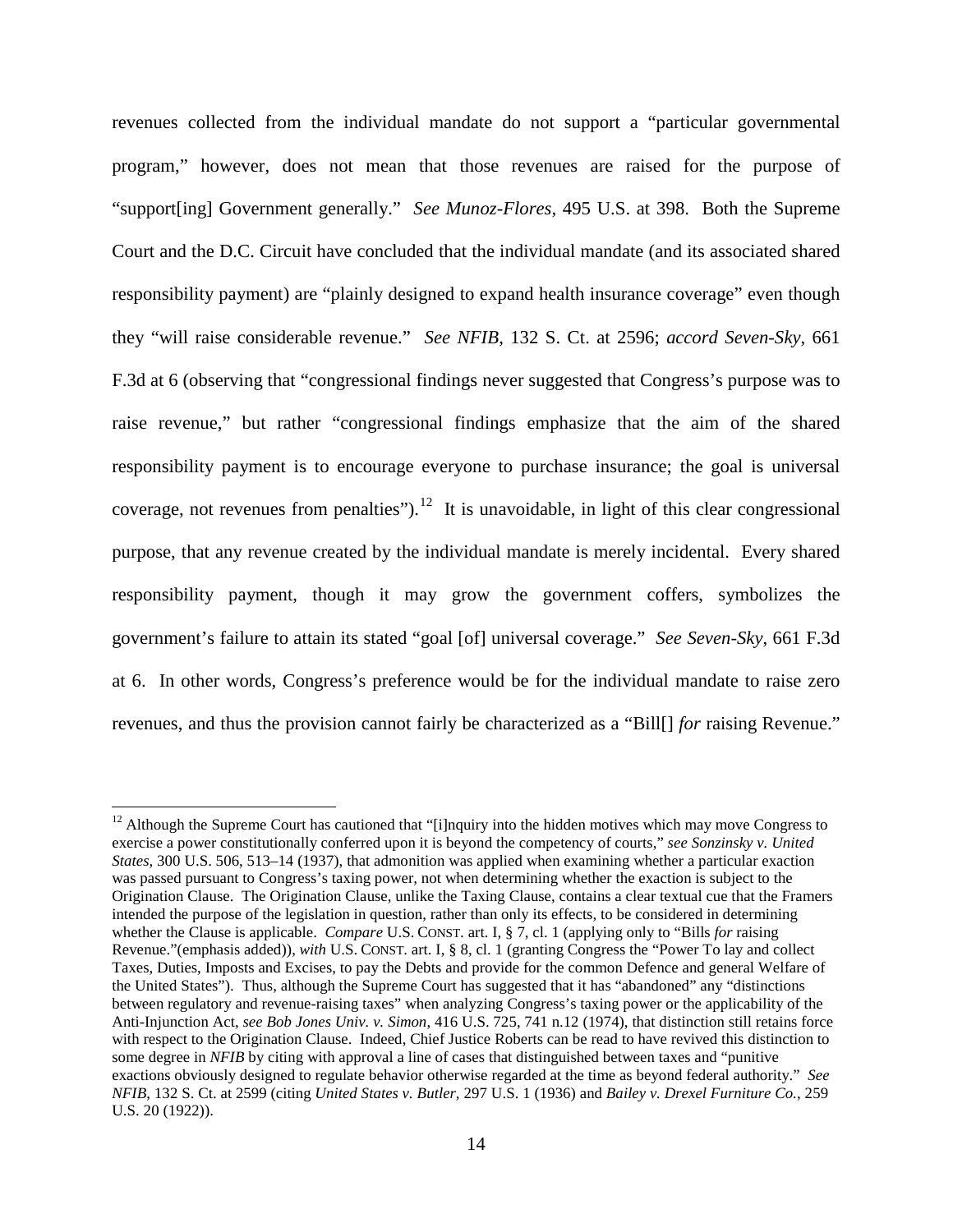revenues collected from the individual mandate do not support a "particular governmental program," however, does not mean that those revenues are raised for the purpose of "support[ing] Government generally." *See Munoz-Flores*, 495 U.S. at 398. Both the Supreme Court and the D.C. Circuit have concluded that the individual mandate (and its associated shared responsibility payment) are "plainly designed to expand health insurance coverage" even though they "will raise considerable revenue." *See NFIB*, 132 S. Ct. at 2596; *accord Seven-Sky*, 661 F.3d at 6 (observing that "congressional findings never suggested that Congress's purpose was to raise revenue," but rather "congressional findings emphasize that the aim of the shared responsibility payment is to encourage everyone to purchase insurance; the goal is universal coverage, not revenues from penalties").[12] It is unavoidable, in light of this clear congressional purpose, that any revenue created by the individual mandate is merely incidental. Every shared responsibility payment, though it may grow the government coffers, symbolizes the government's failure to attain its stated "goal [of] universal coverage." *See Seven-Sky*, 661 F.3d at 6. In other words, Congress's preference would be for the individual mandate to raise zero revenues, and thus the provision cannot fairly be characterized as a "Bill[] *for* raising Revenue."

---

[12] Although the Supreme Court has cautioned that "[i]nquiry into the hidden motives which may move Congress to exercise a power constitutionally conferred upon it is beyond the competency of courts," *see Sonzinsky v. United States*, 300 U.S. 506, 513–14 (1937), that admonition was applied when examining whether a particular exaction was passed pursuant to Congress's taxing power, not when determining whether the exaction is subject to the Origination Clause. The Origination Clause, unlike the Taxing Clause, contains a clear textual cue that the Framers intended the purpose of the legislation in question, rather than only its effects, to be considered in determining whether the Clause is applicable. *Compare* U.S. CONST. art. I, § 7, cl. 1 (applying only to "Bills *for* raising Revenue."(emphasis added)), *with* U.S. CONST. art. I, § 8, cl. 1 (granting Congress the "Power To lay and collect Taxes, Duties, Imposts and Excises, to pay the Debts and provide for the common Defence and general Welfare of the United States"). Thus, although the Supreme Court has suggested that it has "abandoned" any "distinctions between regulatory and revenue-raising taxes" when analyzing Congress's taxing power or the applicability of the Anti-Injunction Act, *see Bob Jones Univ. v. Simon*, 416 U.S. 725, 741 n.12 (1974), that distinction still retains force with respect to the Origination Clause. Indeed, Chief Justice Roberts can be read to have revived this distinction to some degree in *NFIB* by citing with approval a line of cases that distinguished between taxes and "punitive exactions obviously designed to regulate behavior otherwise regarded at the time as beyond federal authority." *See NFIB*, 132 S. Ct. at 2599 (citing *United States v. Butler*, 297 U.S. 1 (1936) and *Bailey v. Drexel Furniture Co.*, 259 U.S. 20 (1922)).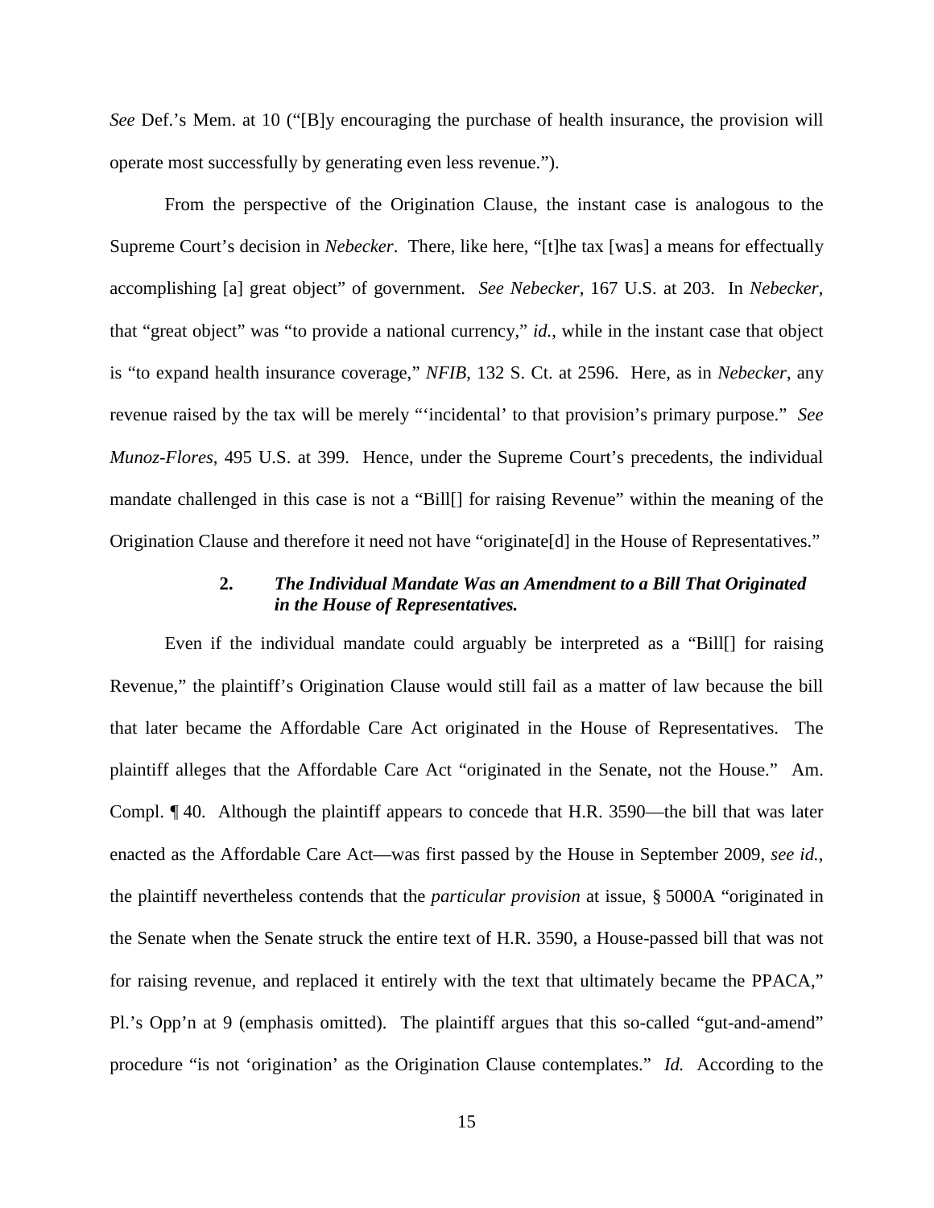*See* Def.'s Mem. at 10 ("[B]y encouraging the purchase of health insurance, the provision will operate most successfully by generating even less revenue.").

From the perspective of the Origination Clause, the instant case is analogous to the Supreme Court's decision in *Nebecker*. There, like here, "[t]he tax [was] a means for effectually accomplishing [a] great object" of government. *See Nebecker*, 167 U.S. at 203. In *Nebecker*, that "great object" was "to provide a national currency," *id.*, while in the instant case that object is "to expand health insurance coverage," *NFIB*, 132 S. Ct. at 2596. Here, as in *Nebecker*, any revenue raised by the tax will be merely "'incidental' to that provision's primary purpose." *See Munoz-Flores*, 495 U.S. at 399. Hence, under the Supreme Court's precedents, the individual mandate challenged in this case is not a "Bill[] for raising Revenue" within the meaning of the Origination Clause and therefore it need not have "originate[d] in the House of Representatives."

### 2. *The Individual Mandate Was an Amendment to a Bill That Originated in the House of Representatives.*

Even if the individual mandate could arguably be interpreted as a "Bill[] for raising Revenue," the plaintiff's Origination Clause would still fail as a matter of law because the bill that later became the Affordable Care Act originated in the House of Representatives. The plaintiff alleges that the Affordable Care Act "originated in the Senate, not the House." Am. Compl. ¶ 40. Although the plaintiff appears to concede that H.R. 3590—the bill that was later enacted as the Affordable Care Act—was first passed by the House in September 2009, *see id.*, the plaintiff nevertheless contends that the *particular provision* at issue, § 5000A "originated in the Senate when the Senate struck the entire text of H.R. 3590, a House-passed bill that was not for raising revenue, and replaced it entirely with the text that ultimately became the PPACA," Pl.'s Opp'n at 9 (emphasis omitted). The plaintiff argues that this so-called "gut-and-amend" procedure "is not 'origination' as the Origination Clause contemplates." *Id.* According to the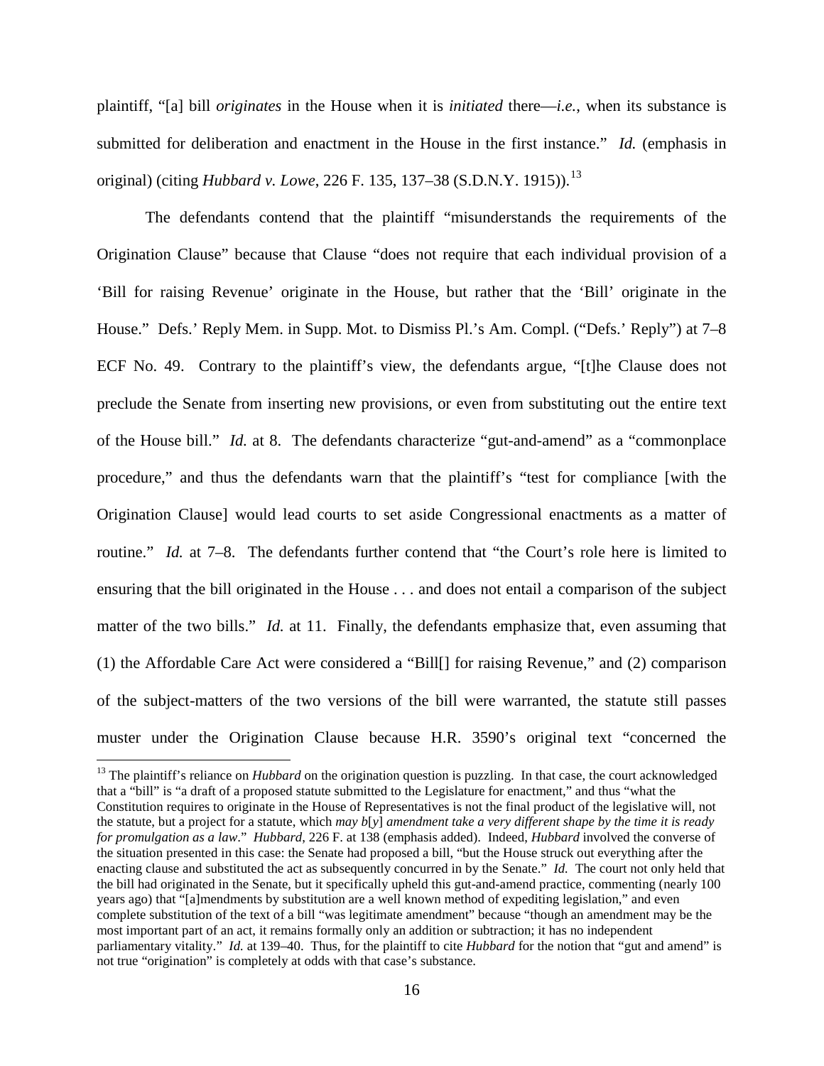plaintiff, "[a] bill *originates* in the House when it is *initiated* there—*i.e.*, when its substance is submitted for deliberation and enactment in the House in the first instance." *Id.* (emphasis in original) (citing *Hubbard v. Lowe*, 226 F. 135, 137–38 (S.D.N.Y. 1915)).[13]

The defendants contend that the plaintiff "misunderstands the requirements of the Origination Clause" because that Clause "does not require that each individual provision of a 'Bill for raising Revenue' originate in the House, but rather that the 'Bill' originate in the House." Defs.' Reply Mem. in Supp. Mot. to Dismiss Pl.'s Am. Compl. ("Defs.' Reply") at 7–8 ECF No. 49. Contrary to the plaintiff's view, the defendants argue, "[t]he Clause does not preclude the Senate from inserting new provisions, or even from substituting out the entire text of the House bill." *Id.* at 8. The defendants characterize "gut-and-amend" as a "commonplace procedure," and thus the defendants warn that the plaintiff's "test for compliance [with the Origination Clause] would lead courts to set aside Congressional enactments as a matter of routine." *Id.* at 7–8. The defendants further contend that "the Court's role here is limited to ensuring that the bill originated in the House . . . and does not entail a comparison of the subject matter of the two bills." *Id.* at 11. Finally, the defendants emphasize that, even assuming that (1) the Affordable Care Act were considered a "Bill[] for raising Revenue," and (2) comparison of the subject-matters of the two versions of the bill were warranted, the statute still passes muster under the Origination Clause because H.R. 3590's original text "concerned the

---

[13] The plaintiff's reliance on *Hubbard* on the origination question is puzzling. In that case, the court acknowledged that a "bill" is "a draft of a proposed statute submitted to the Legislature for enactment," and thus "what the Constitution requires to originate in the House of Representatives is not the final product of the legislative will, not the statute, but a project for a statute, which *may b[y] amendment take a very different shape by the time it is ready for promulgation as a law*." *Hubbard*, 226 F. at 138 (emphasis added). Indeed, *Hubbard* involved the converse of the situation presented in this case: the Senate had proposed a bill, "but the House struck out everything after the enacting clause and substituted the act as subsequently concurred in by the Senate." *Id.* The court not only held that the bill had originated in the Senate, but it specifically upheld this gut-and-amend practice, commenting (nearly 100 years ago) that "[a]mendments by substitution are a well known method of expediting legislation," and even complete substitution of the text of a bill "was legitimate amendment" because "though an amendment may be the most important part of an act, it remains formally only an addition or subtraction; it has no independent parliamentary vitality." *Id.* at 139–40. Thus, for the plaintiff to cite *Hubbard* for the notion that "gut and amend" is not true "origination" is completely at odds with that case's substance.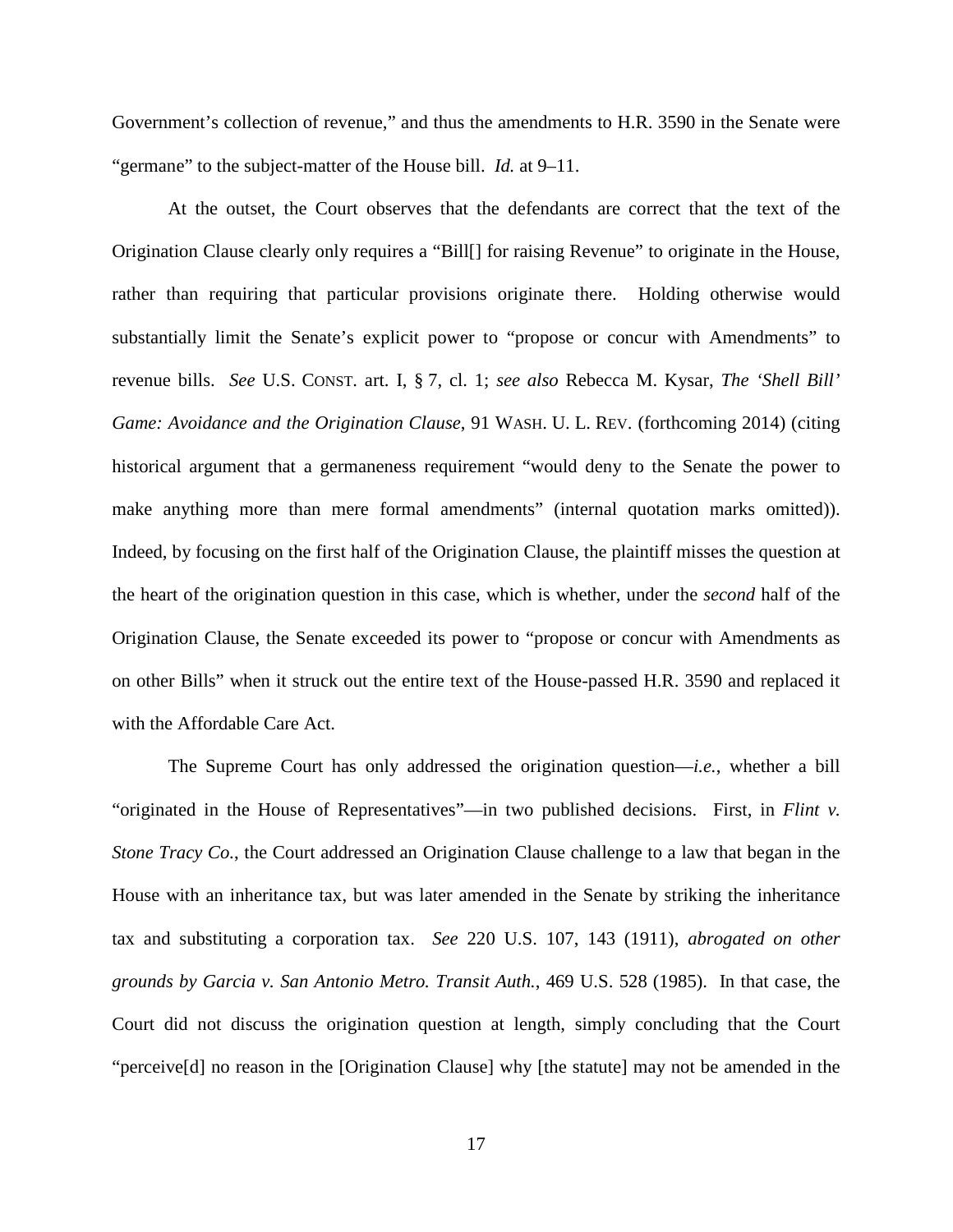Government's collection of revenue," and thus the amendments to H.R. 3590 in the Senate were "germane" to the subject-matter of the House bill. *Id.* at 9–11.

At the outset, the Court observes that the defendants are correct that the text of the Origination Clause clearly only requires a "Bill[] for raising Revenue" to originate in the House, rather than requiring that particular provisions originate there. Holding otherwise would substantially limit the Senate's explicit power to "propose or concur with Amendments" to revenue bills. *See* U.S. CONST. art. I, § 7, cl. 1; *see also* Rebecca M. Kysar, *The 'Shell Bill' Game: Avoidance and the Origination Clause*, 91 WASH. U. L. REV. (forthcoming 2014) (citing historical argument that a germaneness requirement "would deny to the Senate the power to make anything more than mere formal amendments" (internal quotation marks omitted)). Indeed, by focusing on the first half of the Origination Clause, the plaintiff misses the question at the heart of the origination question in this case, which is whether, under the *second* half of the Origination Clause, the Senate exceeded its power to "propose or concur with Amendments as on other Bills" when it struck out the entire text of the House-passed H.R. 3590 and replaced it with the Affordable Care Act.

The Supreme Court has only addressed the origination question—*i.e.*, whether a bill "originated in the House of Representatives"—in two published decisions. First, in *Flint v. Stone Tracy Co.*, the Court addressed an Origination Clause challenge to a law that began in the House with an inheritance tax, but was later amended in the Senate by striking the inheritance tax and substituting a corporation tax. *See* 220 U.S. 107, 143 (1911), *abrogated on other grounds by Garcia v. San Antonio Metro. Transit Auth.*, 469 U.S. 528 (1985). In that case, the Court did not discuss the origination question at length, simply concluding that the Court "perceive[d] no reason in the [Origination Clause] why [the statute] may not be amended in the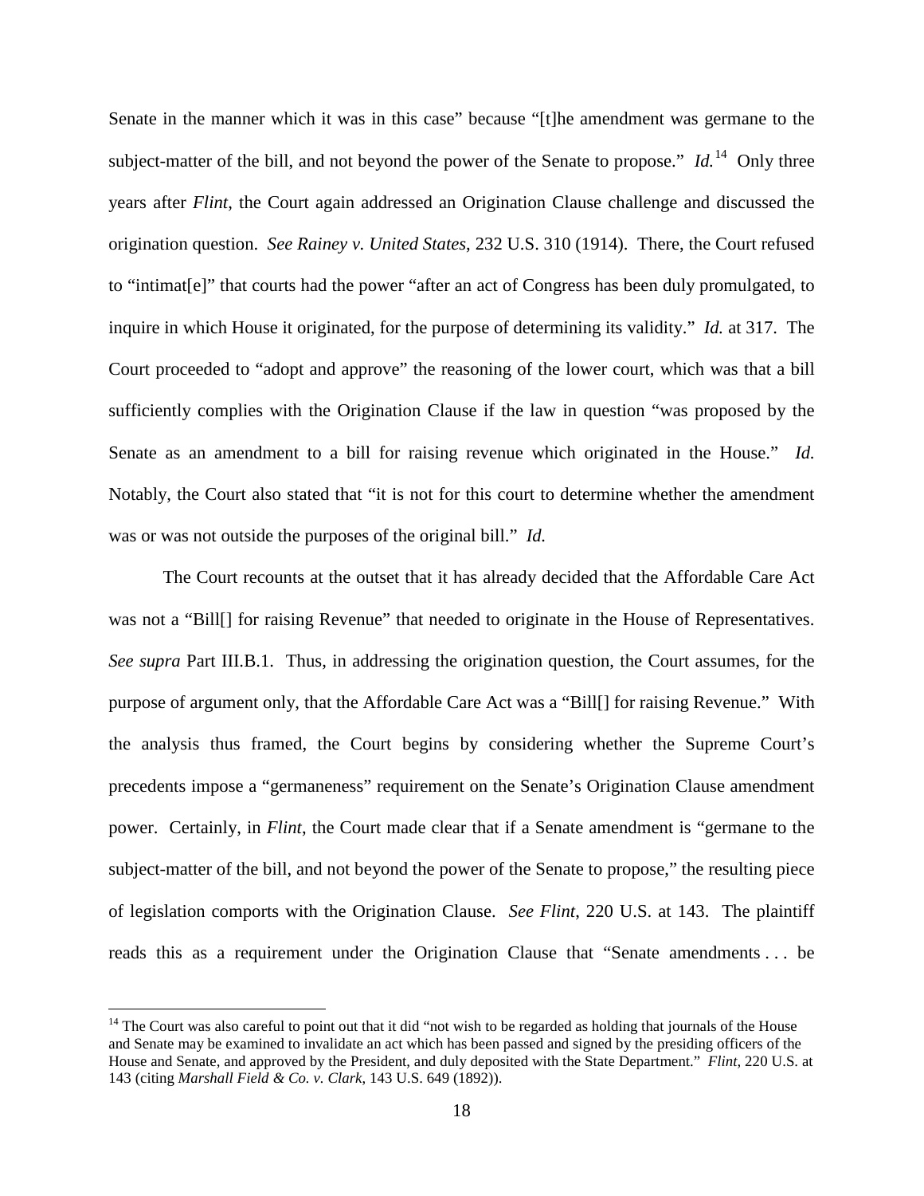Senate in the manner which it was in this case" because "[t]he amendment was germane to the subject-matter of the bill, and not beyond the power of the Senate to propose." *Id.*[14] Only three years after *Flint*, the Court again addressed an Origination Clause challenge and discussed the origination question. *See Rainey v. United States*, 232 U.S. 310 (1914). There, the Court refused to "intimat[e]" that courts had the power "after an act of Congress has been duly promulgated, to inquire in which House it originated, for the purpose of determining its validity." *Id.* at 317. The Court proceeded to "adopt and approve" the reasoning of the lower court, which was that a bill sufficiently complies with the Origination Clause if the law in question "was proposed by the Senate as an amendment to a bill for raising revenue which originated in the House." *Id.* Notably, the Court also stated that "it is not for this court to determine whether the amendment was or was not outside the purposes of the original bill." *Id.*

The Court recounts at the outset that it has already decided that the Affordable Care Act was not a "Bill[] for raising Revenue" that needed to originate in the House of Representatives. *See supra* Part III.B.1. Thus, in addressing the origination question, the Court assumes, for the purpose of argument only, that the Affordable Care Act was a "Bill[] for raising Revenue." With the analysis thus framed, the Court begins by considering whether the Supreme Court's precedents impose a "germaneness" requirement on the Senate's Origination Clause amendment power. Certainly, in *Flint*, the Court made clear that if a Senate amendment is "germane to the subject-matter of the bill, and not beyond the power of the Senate to propose," the resulting piece of legislation comports with the Origination Clause. *See Flint*, 220 U.S. at 143. The plaintiff reads this as a requirement under the Origination Clause that "Senate amendments . . . be

[14] The Court was also careful to point out that it did "not wish to be regarded as holding that journals of the House and Senate may be examined to invalidate an act which has been passed and signed by the presiding officers of the House and Senate, and approved by the President, and duly deposited with the State Department." *Flint*, 220 U.S. at 143 (citing *Marshall Field & Co. v. Clark*, 143 U.S. 649 (1892)).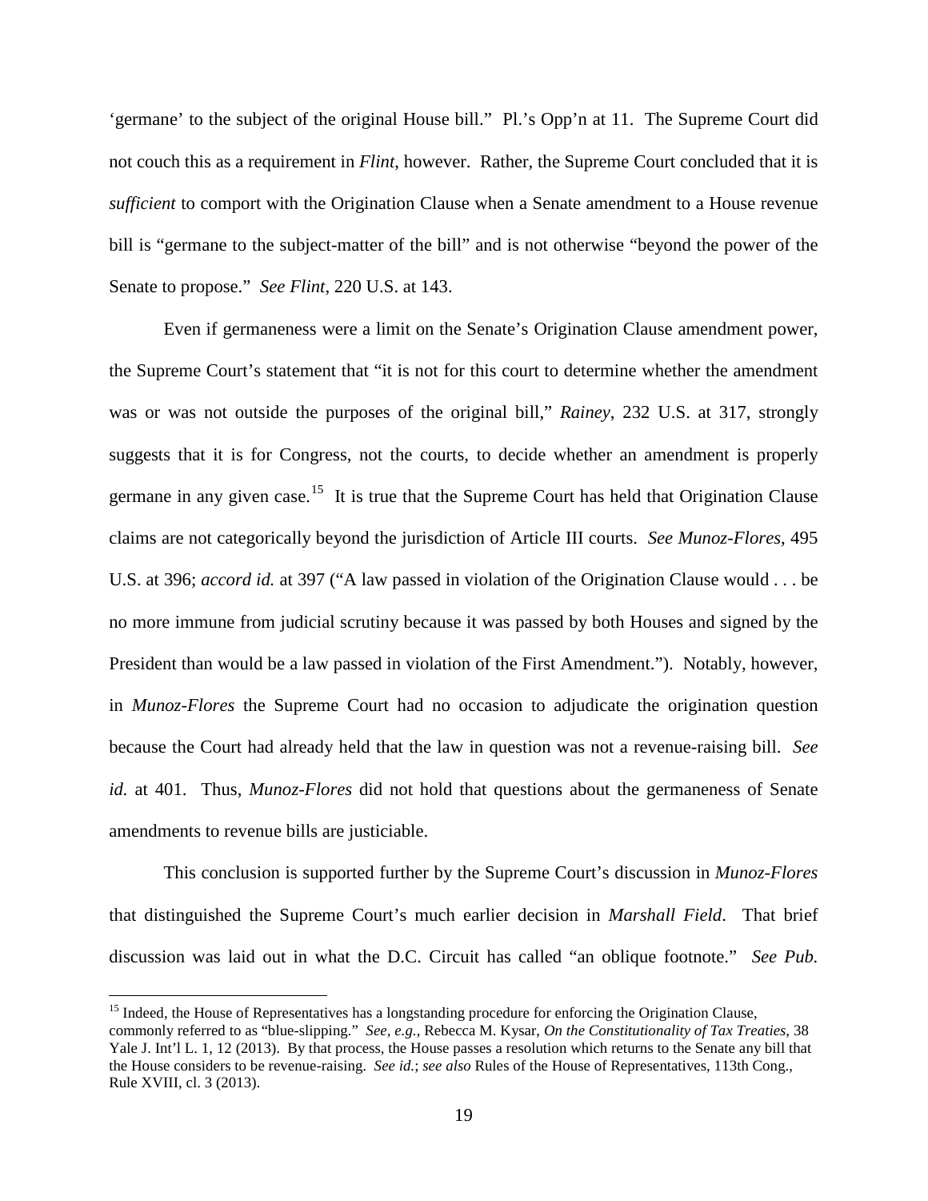'germane' to the subject of the original House bill." Pl.'s Opp'n at 11. The Supreme Court did not couch this as a requirement in *Flint*, however. Rather, the Supreme Court concluded that it is *sufficient* to comport with the Origination Clause when a Senate amendment to a House revenue bill is "germane to the subject-matter of the bill" and is not otherwise "beyond the power of the Senate to propose." *See Flint*, 220 U.S. at 143.

Even if germaneness were a limit on the Senate's Origination Clause amendment power, the Supreme Court's statement that "it is not for this court to determine whether the amendment was or was not outside the purposes of the original bill," *Rainey*, 232 U.S. at 317, strongly suggests that it is for Congress, not the courts, to decide whether an amendment is properly germane in any given case.[15] It is true that the Supreme Court has held that Origination Clause claims are not categorically beyond the jurisdiction of Article III courts. *See Munoz-Flores*, 495 U.S. at 396; *accord id.* at 397 ("A law passed in violation of the Origination Clause would . . . be no more immune from judicial scrutiny because it was passed by both Houses and signed by the President than would be a law passed in violation of the First Amendment."). Notably, however, in *Munoz-Flores* the Supreme Court had no occasion to adjudicate the origination question because the Court had already held that the law in question was not a revenue-raising bill. *See id.* at 401. Thus, *Munoz-Flores* did not hold that questions about the germaneness of Senate amendments to revenue bills are justiciable.

This conclusion is supported further by the Supreme Court's discussion in *Munoz-Flores* that distinguished the Supreme Court's much earlier decision in *Marshall Field*. That brief discussion was laid out in what the D.C. Circuit has called "an oblique footnote." *See Pub.*

---

[15] Indeed, the House of Representatives has a longstanding procedure for enforcing the Origination Clause, commonly referred to as "blue-slipping." *See, e.g.*, Rebecca M. Kysar, *On the Constitutionality of Tax Treaties*, 38 Yale J. Int'l L. 1, 12 (2013). By that process, the House passes a resolution which returns to the Senate any bill that the House considers to be revenue-raising. *See id.*; *see also* Rules of the House of Representatives, 113th Cong., Rule XVIII, cl. 3 (2013).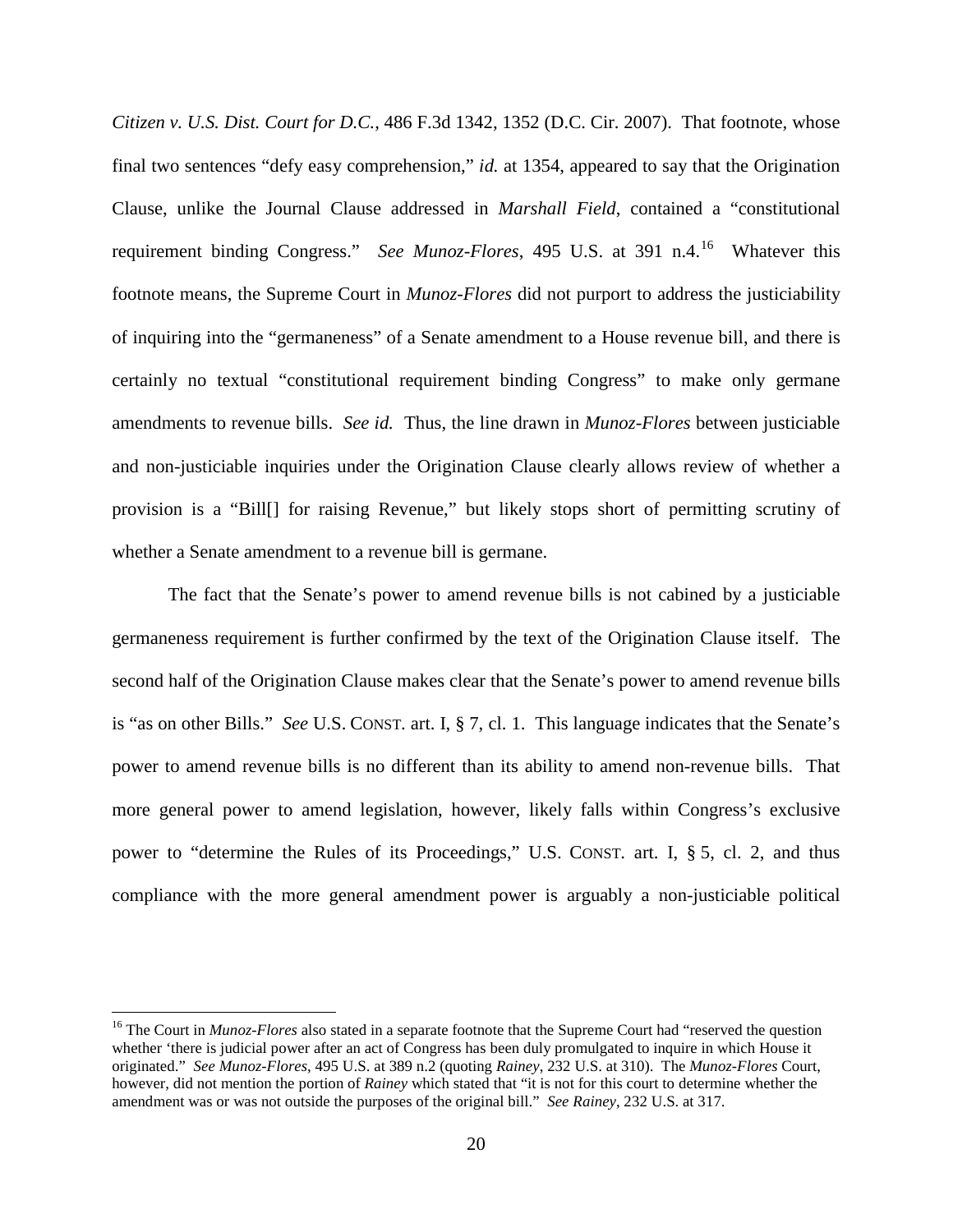*Citizen v. U.S. Dist. Court for D.C.*, 486 F.3d 1342, 1352 (D.C. Cir. 2007). That footnote, whose final two sentences "defy easy comprehension," *id.* at 1354, appeared to say that the Origination Clause, unlike the Journal Clause addressed in *Marshall Field*, contained a "constitutional requirement binding Congress." *See Munoz-Flores*, 495 U.S. at 391 n.4.[16] Whatever this footnote means, the Supreme Court in *Munoz-Flores* did not purport to address the justiciability of inquiring into the "germaneness" of a Senate amendment to a House revenue bill, and there is certainly no textual "constitutional requirement binding Congress" to make only germane amendments to revenue bills. *See id.* Thus, the line drawn in *Munoz-Flores* between justiciable and non-justiciable inquiries under the Origination Clause clearly allows review of whether a provision is a "Bill[] for raising Revenue," but likely stops short of permitting scrutiny of whether a Senate amendment to a revenue bill is germane.

The fact that the Senate's power to amend revenue bills is not cabined by a justiciable germaneness requirement is further confirmed by the text of the Origination Clause itself. The second half of the Origination Clause makes clear that the Senate's power to amend revenue bills is "as on other Bills." *See* U.S. CONST. art. I, § 7, cl. 1. This language indicates that the Senate's power to amend revenue bills is no different than its ability to amend non-revenue bills. That more general power to amend legislation, however, likely falls within Congress's exclusive power to "determine the Rules of its Proceedings," U.S. CONST. art. I, § 5, cl. 2, and thus compliance with the more general amendment power is arguably a non-justiciable political

[16] The Court in *Munoz-Flores* also stated in a separate footnote that the Supreme Court had "reserved the question whether 'there is judicial power after an act of Congress has been duly promulgated to inquire in which House it originated." *See Munoz-Flores*, 495 U.S. at 389 n.2 (quoting *Rainey*, 232 U.S. at 310). The *Munoz-Flores* Court, however, did not mention the portion of *Rainey* which stated that "it is not for this court to determine whether the amendment was or was not outside the purposes of the original bill." *See Rainey*, 232 U.S. at 317.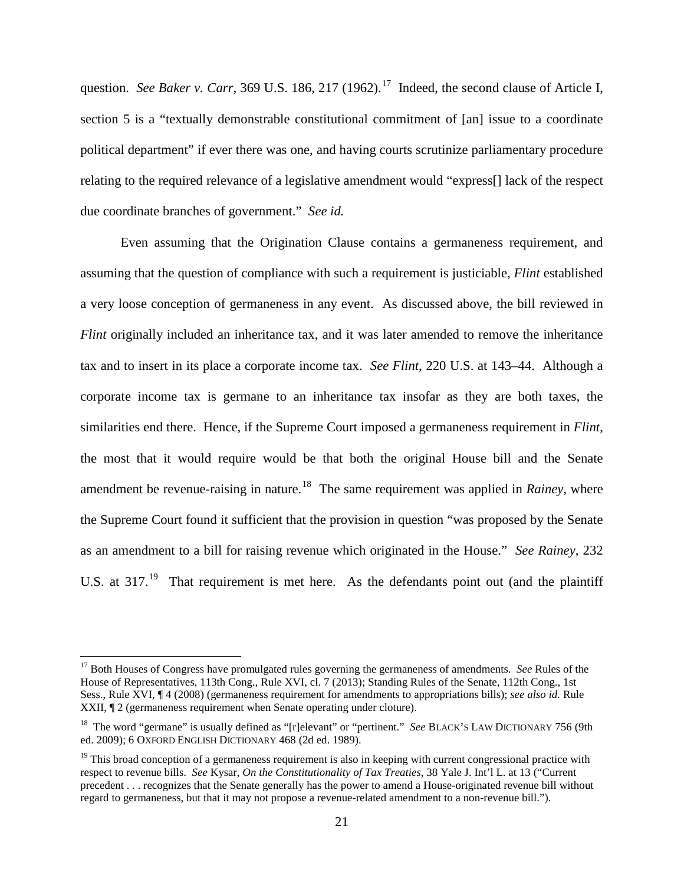question. *See Baker v. Carr*, 369 U.S. 186, 217 (1962).[17] Indeed, the second clause of Article I, section 5 is a "textually demonstrable constitutional commitment of [an] issue to a coordinate political department" if ever there was one, and having courts scrutinize parliamentary procedure relating to the required relevance of a legislative amendment would "express[] lack of the respect due coordinate branches of government." *See id.*

Even assuming that the Origination Clause contains a germaneness requirement, and assuming that the question of compliance with such a requirement is justiciable, *Flint* established a very loose conception of germaneness in any event. As discussed above, the bill reviewed in *Flint* originally included an inheritance tax, and it was later amended to remove the inheritance tax and to insert in its place a corporate income tax. *See Flint*, 220 U.S. at 143–44. Although a corporate income tax is germane to an inheritance tax insofar as they are both taxes, the similarities end there. Hence, if the Supreme Court imposed a germaneness requirement in *Flint*, the most that it would require would be that both the original House bill and the Senate amendment be revenue-raising in nature.[18] The same requirement was applied in *Rainey*, where the Supreme Court found it sufficient that the provision in question "was proposed by the Senate as an amendment to a bill for raising revenue which originated in the House." *See Rainey*, 232 U.S. at 317.[19] That requirement is met here. As the defendants point out (and the plaintiff

---

[17] Both Houses of Congress have promulgated rules governing the germaneness of amendments. *See* Rules of the House of Representatives, 113th Cong., Rule XVI, cl. 7 (2013); Standing Rules of the Senate, 112th Cong., 1st Sess., Rule XVI, ¶ 4 (2008) (germaneness requirement for amendments to appropriations bills); *see also id.* Rule XXII, ¶ 2 (germaneness requirement when Senate operating under cloture).

[18] The word "germane" is usually defined as "[r]elevant" or "pertinent." *See* BLACK'S LAW DICTIONARY 756 (9th ed. 2009); 6 OXFORD ENGLISH DICTIONARY 468 (2d ed. 1989).

[19] This broad conception of a germaneness requirement is also in keeping with current congressional practice with respect to revenue bills. *See* Kysar, *On the Constitutionality of Tax Treaties*, 38 Yale J. Int'l L. at 13 ("Current precedent . . . recognizes that the Senate generally has the power to amend a House-originated revenue bill without regard to germaneness, but that it may not propose a revenue-related amendment to a non-revenue bill.").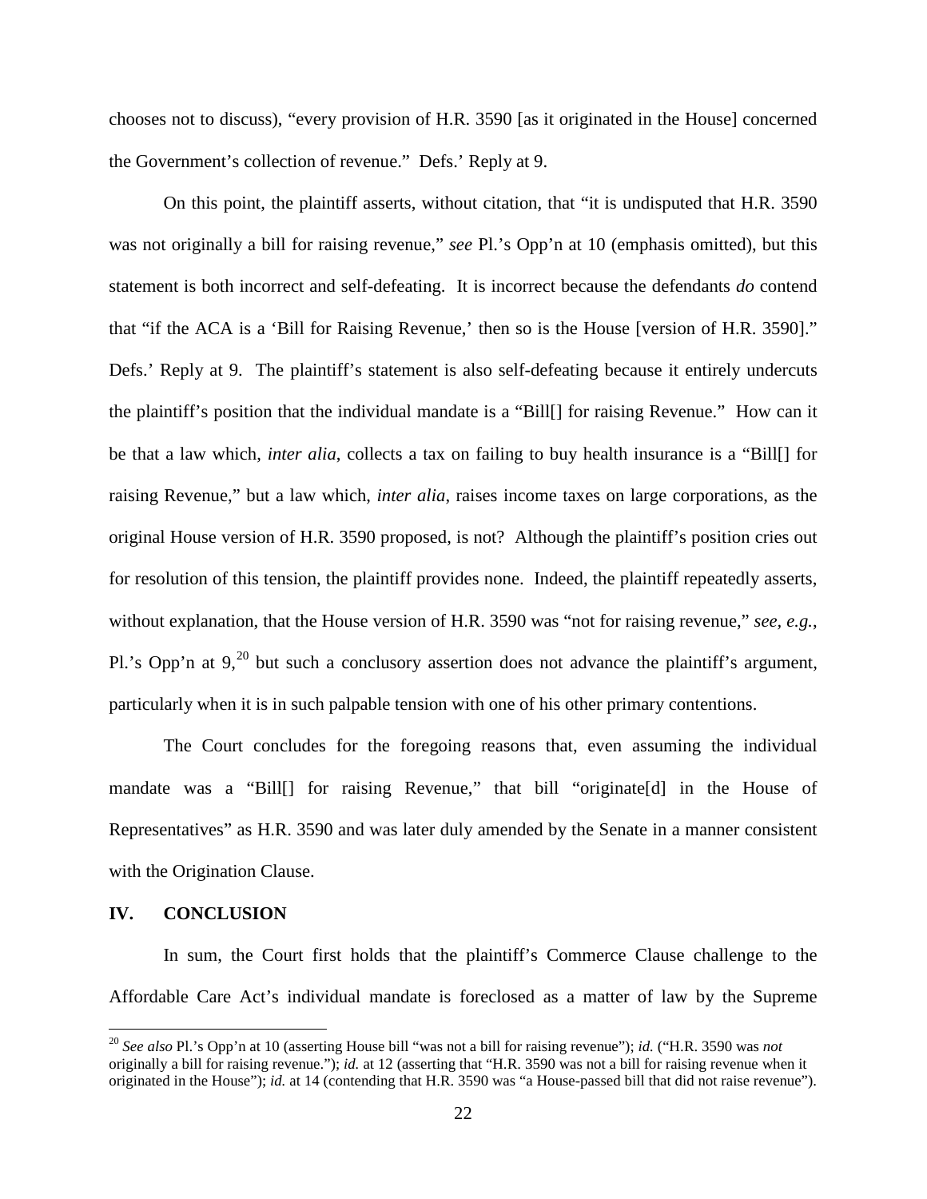chooses not to discuss), "every provision of H.R. 3590 [as it originated in the House] concerned the Government's collection of revenue." Defs.' Reply at 9.

On this point, the plaintiff asserts, without citation, that "it is undisputed that H.R. 3590 was not originally a bill for raising revenue," *see* Pl.'s Opp'n at 10 (emphasis omitted), but this statement is both incorrect and self-defeating. It is incorrect because the defendants *do* contend that "if the ACA is a 'Bill for Raising Revenue,' then so is the House [version of H.R. 3590]." Defs.' Reply at 9. The plaintiff's statement is also self-defeating because it entirely undercuts the plaintiff's position that the individual mandate is a "Bill[] for raising Revenue." How can it be that a law which, *inter alia*, collects a tax on failing to buy health insurance is a "Bill[] for raising Revenue," but a law which, *inter alia*, raises income taxes on large corporations, as the original House version of H.R. 3590 proposed, is not? Although the plaintiff's position cries out for resolution of this tension, the plaintiff provides none. Indeed, the plaintiff repeatedly asserts, without explanation, that the House version of H.R. 3590 was "not for raising revenue," *see, e.g.*, Pl.'s Opp'n at 9,[20] but such a conclusory assertion does not advance the plaintiff's argument, particularly when it is in such palpable tension with one of his other primary contentions.

The Court concludes for the foregoing reasons that, even assuming the individual mandate was a "Bill[] for raising Revenue," that bill "originate[d] in the House of Representatives" as H.R. 3590 and was later duly amended by the Senate in a manner consistent with the Origination Clause.

## IV. CONCLUSION

In sum, the Court first holds that the plaintiff's Commerce Clause challenge to the Affordable Care Act's individual mandate is foreclosed as a matter of law by the Supreme

---

[20] *See also* Pl.'s Opp'n at 10 (asserting House bill "was not a bill for raising revenue"); *id.* ("H.R. 3590 was *not* originally a bill for raising revenue."); *id.* at 12 (asserting that "H.R. 3590 was not a bill for raising revenue when it originated in the House"); *id.* at 14 (contending that H.R. 3590 was "a House-passed bill that did not raise revenue").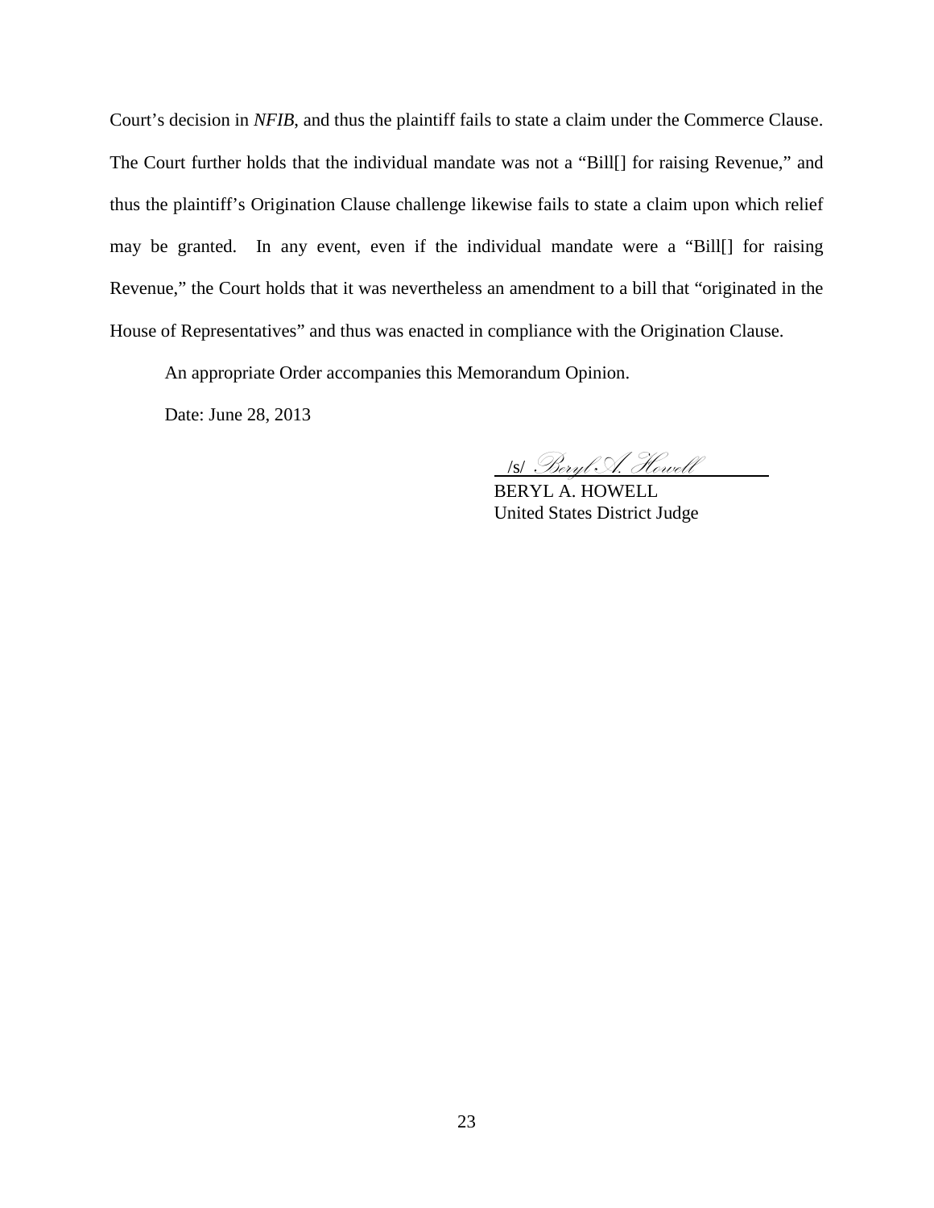Court's decision in *NFIB*, and thus the plaintiff fails to state a claim under the Commerce Clause. The Court further holds that the individual mandate was not a "Bill[] for raising Revenue," and thus the plaintiff's Origination Clause challenge likewise fails to state a claim upon which relief may be granted. In any event, even if the individual mandate were a "Bill[] for raising Revenue," the Court holds that it was nevertheless an amendment to a bill that "originated in the House of Representatives" and thus was enacted in compliance with the Origination Clause.

An appropriate Order accompanies this Memorandum Opinion.

Date: June 28, 2013

/s/ *Beryl A. Howell*

BERYL A. HOWELL
United States District Judge